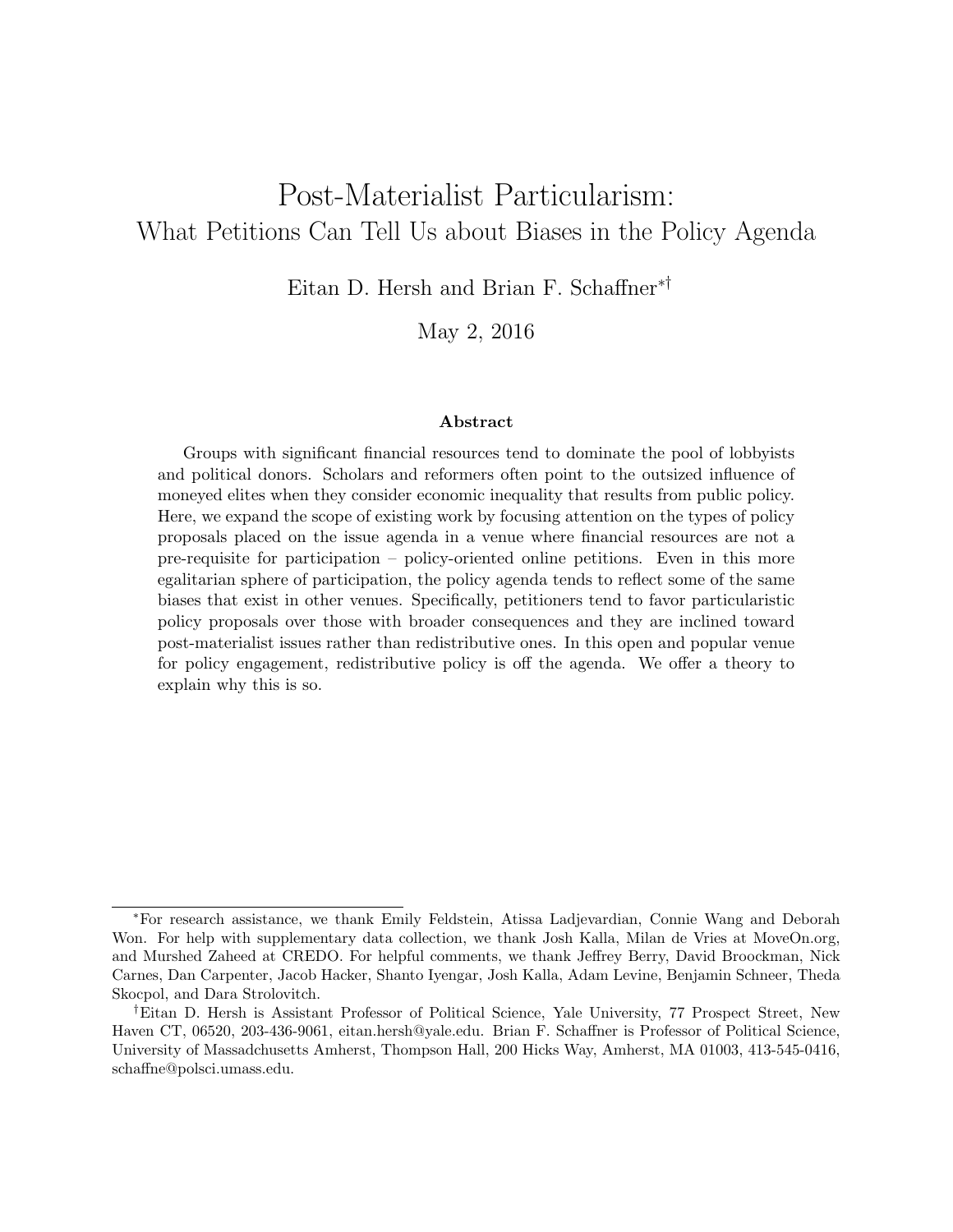# Post-Materialist Particularism:

## What Petitions Can Tell Us about Biases in the Policy Agenda

Eitan D. Hersh and Brian F. Schaffner[*][†]

May 2, 2016

### Abstract

Groups with significant financial resources tend to dominate the pool of lobbyists and political donors. Scholars and reformers often point to the outsized influence of moneyed elites when they consider economic inequality that results from public policy. Here, we expand the scope of existing work by focusing attention on the types of policy proposals placed on the issue agenda in a venue where financial resources are not a pre-requisite for participation – policy-oriented online petitions. Even in this more egalitarian sphere of participation, the policy agenda tends to reflect some of the same biases that exist in other venues. Specifically, petitioners tend to favor particularistic policy proposals over those with broader consequences and they are inclined toward post-materialist issues rather than redistributive ones. In this open and popular venue for policy engagement, redistributive policy is off the agenda. We offer a theory to explain why this is so.

---

[*] For research assistance, we thank Emily Feldstein, Atissa Ladjevardian, Connie Wang and Deborah Won. For help with supplementary data collection, we thank Josh Kalla, Milan de Vries at MoveOn.org, and Murshed Zaheed at CREDO. For helpful comments, we thank Jeffrey Berry, David Broockman, Nick Carnes, Dan Carpenter, Jacob Hacker, Shanto Iyengar, Josh Kalla, Adam Levine, Benjamin Schneer, Theda Skocpol, and Dara Strolovitch.

[†] Eitan D. Hersh is Assistant Professor of Political Science, Yale University, 77 Prospect Street, New Haven CT, 06520, 203-436-9061, eitan.hersh@yale.edu. Brian F. Schaffner is Professor of Political Science, University of Massadchusetts Amherst, Thompson Hall, 200 Hicks Way, Amherst, MA 01003, 413-545-0416, schaffne@polsci.umass.edu.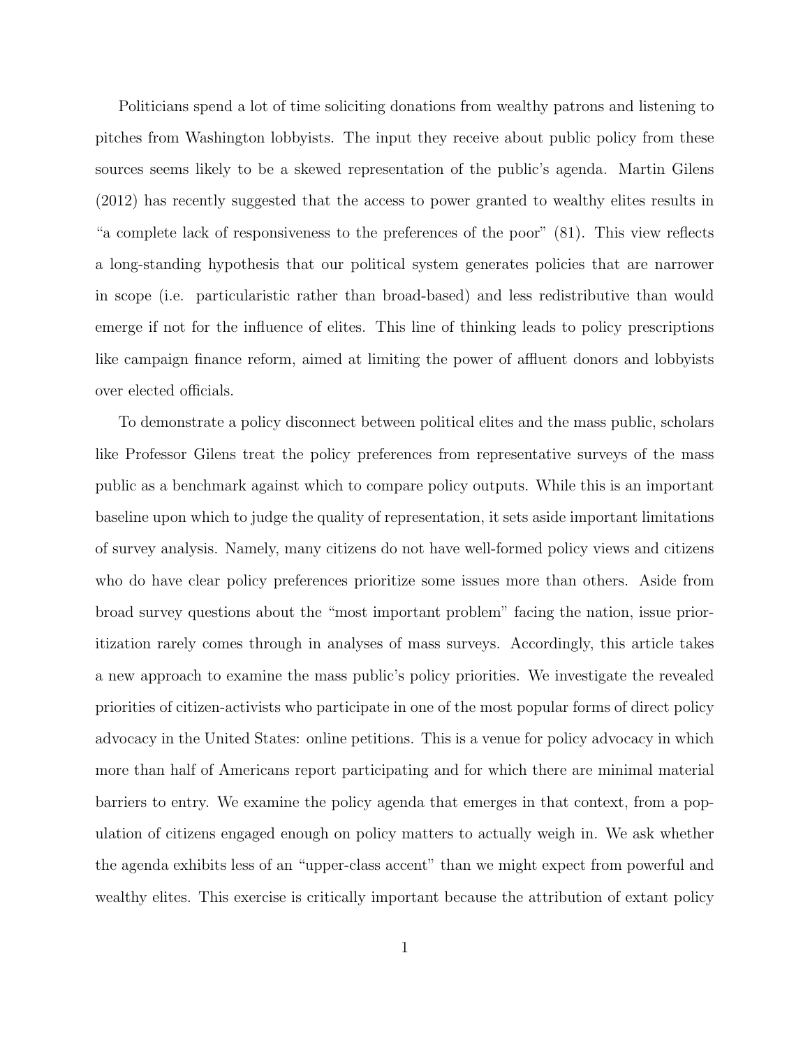Politicians spend a lot of time soliciting donations from wealthy patrons and listening to pitches from Washington lobbyists. The input they receive about public policy from these sources seems likely to be a skewed representation of the public's agenda. Martin Gilens (2012) has recently suggested that the access to power granted to wealthy elites results in "a complete lack of responsiveness to the preferences of the poor" (81). This view reflects a long-standing hypothesis that our political system generates policies that are narrower in scope (i.e. particularistic rather than broad-based) and less redistributive than would emerge if not for the influence of elites. This line of thinking leads to policy prescriptions like campaign finance reform, aimed at limiting the power of affluent donors and lobbyists over elected officials.

To demonstrate a policy disconnect between political elites and the mass public, scholars like Professor Gilens treat the policy preferences from representative surveys of the mass public as a benchmark against which to compare policy outputs. While this is an important baseline upon which to judge the quality of representation, it sets aside important limitations of survey analysis. Namely, many citizens do not have well-formed policy views and citizens who do have clear policy preferences prioritize some issues more than others. Aside from broad survey questions about the "most important problem" facing the nation, issue prioritization rarely comes through in analyses of mass surveys. Accordingly, this article takes a new approach to examine the mass public's policy priorities. We investigate the revealed priorities of citizen-activists who participate in one of the most popular forms of direct policy advocacy in the United States: online petitions. This is a venue for policy advocacy in which more than half of Americans report participating and for which there are minimal material barriers to entry. We examine the policy agenda that emerges in that context, from a population of citizens engaged enough on policy matters to actually weigh in. We ask whether the agenda exhibits less of an "upper-class accent" than we might expect from powerful and wealthy elites. This exercise is critically important because the attribution of extant policy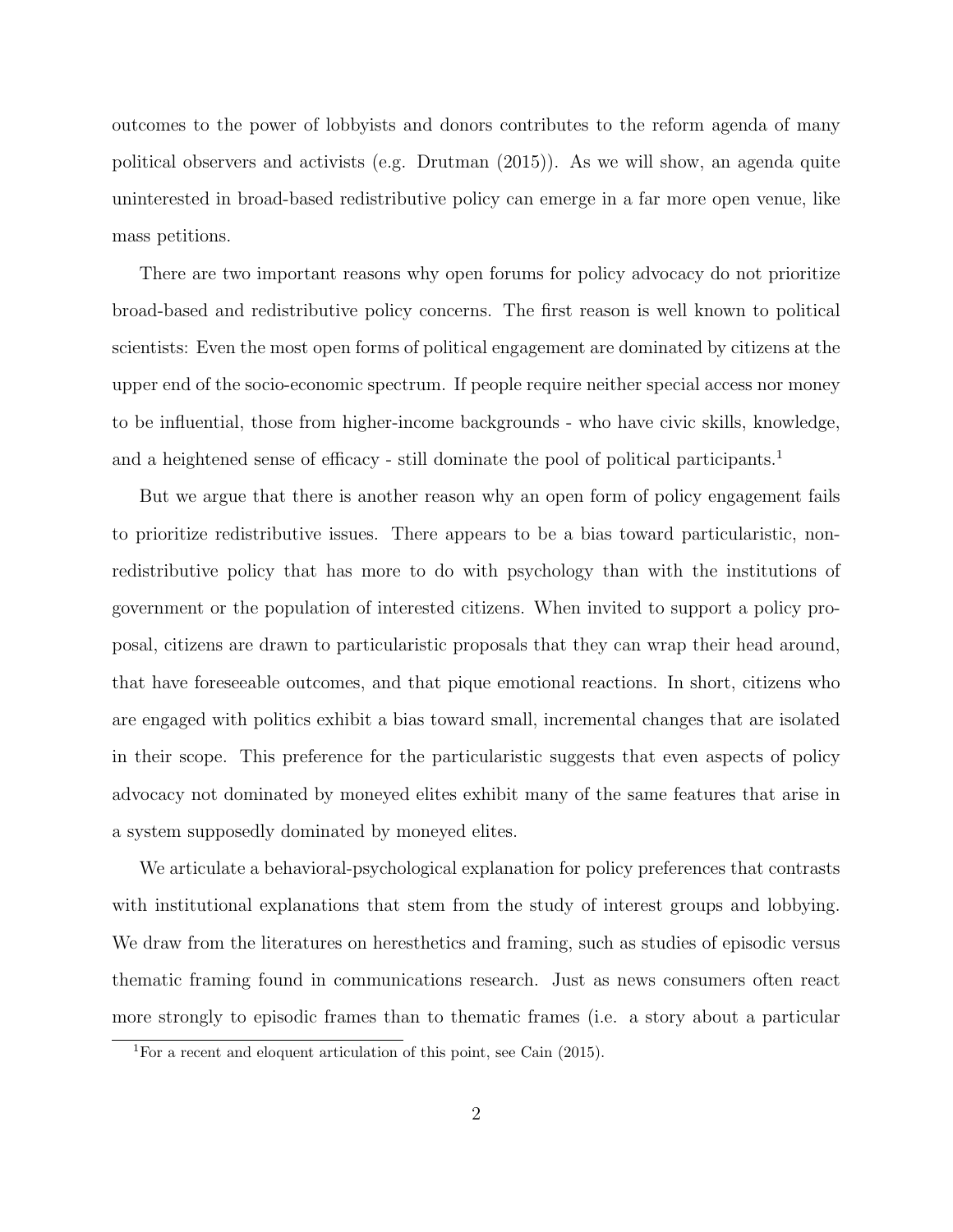outcomes to the power of lobbyists and donors contributes to the reform agenda of many political observers and activists (e.g. Drutman (2015)). As we will show, an agenda quite uninterested in broad-based redistributive policy can emerge in a far more open venue, like mass petitions.

There are two important reasons why open forums for policy advocacy do not prioritize broad-based and redistributive policy concerns. The first reason is well known to political scientists: Even the most open forms of political engagement are dominated by citizens at the upper end of the socio-economic spectrum. If people require neither special access nor money to be influential, those from higher-income backgrounds - who have civic skills, knowledge, and a heightened sense of efficacy - still dominate the pool of political participants.[1]

But we argue that there is another reason why an open form of policy engagement fails to prioritize redistributive issues. There appears to be a bias toward particularistic, non-redistributive policy that has more to do with psychology than with the institutions of government or the population of interested citizens. When invited to support a policy proposal, citizens are drawn to particularistic proposals that they can wrap their head around, that have foreseeable outcomes, and that pique emotional reactions. In short, citizens who are engaged with politics exhibit a bias toward small, incremental changes that are isolated in their scope. This preference for the particularistic suggests that even aspects of policy advocacy not dominated by moneyed elites exhibit many of the same features that arise in a system supposedly dominated by moneyed elites.

We articulate a behavioral-psychological explanation for policy preferences that contrasts with institutional explanations that stem from the study of interest groups and lobbying. We draw from the literatures on heresthetics and framing, such as studies of episodic versus thematic framing found in communications research. Just as news consumers often react more strongly to episodic frames than to thematic frames (i.e. a story about a particular

[1] For a recent and eloquent articulation of this point, see Cain (2015).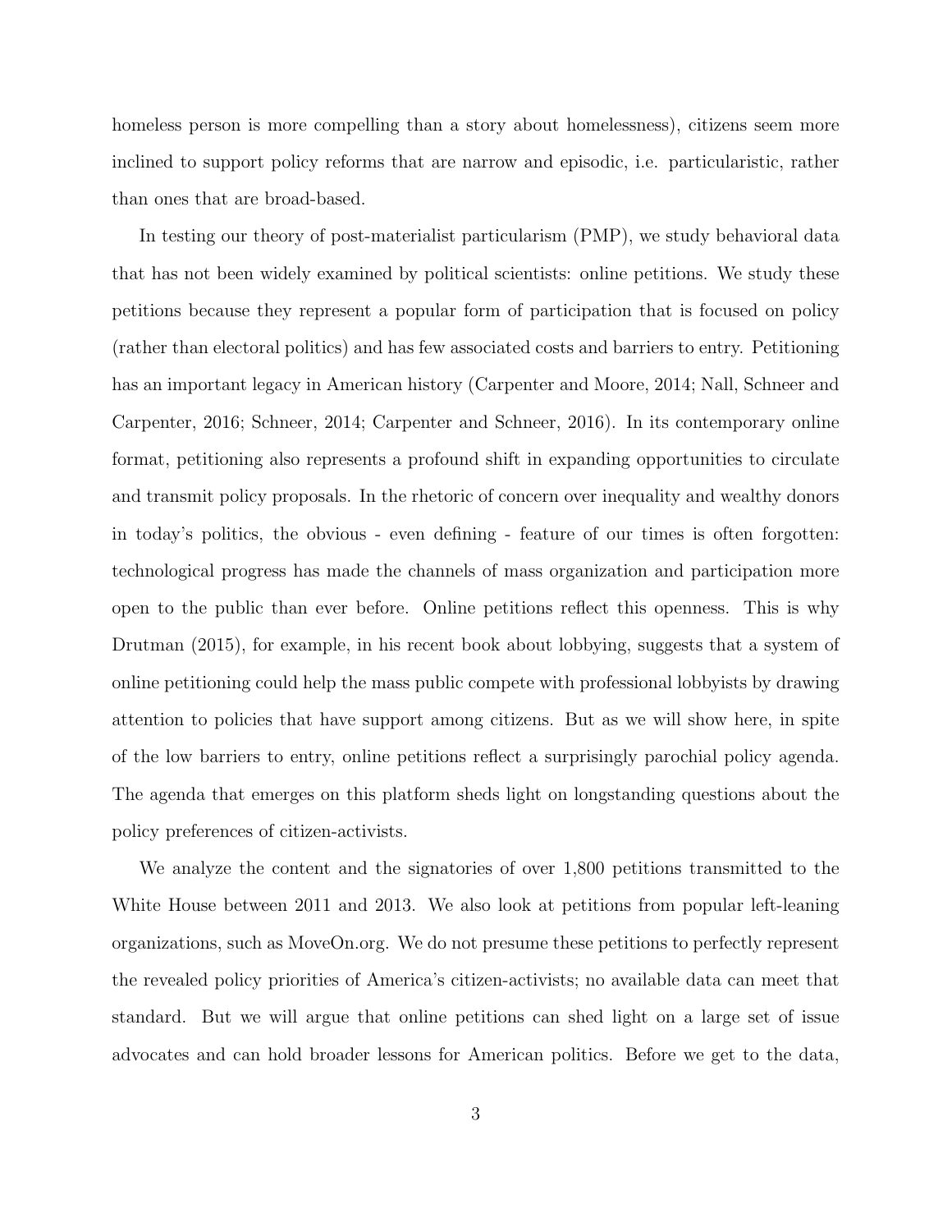homeless person is more compelling than a story about homelessness), citizens seem more inclined to support policy reforms that are narrow and episodic, i.e. particularistic, rather than ones that are broad-based.

In testing our theory of post-materialist particularism (PMP), we study behavioral data that has not been widely examined by political scientists: online petitions. We study these petitions because they represent a popular form of participation that is focused on policy (rather than electoral politics) and has few associated costs and barriers to entry. Petitioning has an important legacy in American history (Carpenter and Moore, 2014; Nall, Schneer and Carpenter, 2016; Schneer, 2014; Carpenter and Schneer, 2016). In its contemporary online format, petitioning also represents a profound shift in expanding opportunities to circulate and transmit policy proposals. In the rhetoric of concern over inequality and wealthy donors in today's politics, the obvious - even defining - feature of our times is often forgotten: technological progress has made the channels of mass organization and participation more open to the public than ever before. Online petitions reflect this openness. This is why Drutman (2015), for example, in his recent book about lobbying, suggests that a system of online petitioning could help the mass public compete with professional lobbyists by drawing attention to policies that have support among citizens. But as we will show here, in spite of the low barriers to entry, online petitions reflect a surprisingly parochial policy agenda. The agenda that emerges on this platform sheds light on longstanding questions about the policy preferences of citizen-activists.

We analyze the content and the signatories of over 1,800 petitions transmitted to the White House between 2011 and 2013. We also look at petitions from popular left-leaning organizations, such as MoveOn.org. We do not presume these petitions to perfectly represent the revealed policy priorities of America's citizen-activists; no available data can meet that standard. But we will argue that online petitions can shed light on a large set of issue advocates and can hold broader lessons for American politics. Before we get to the data,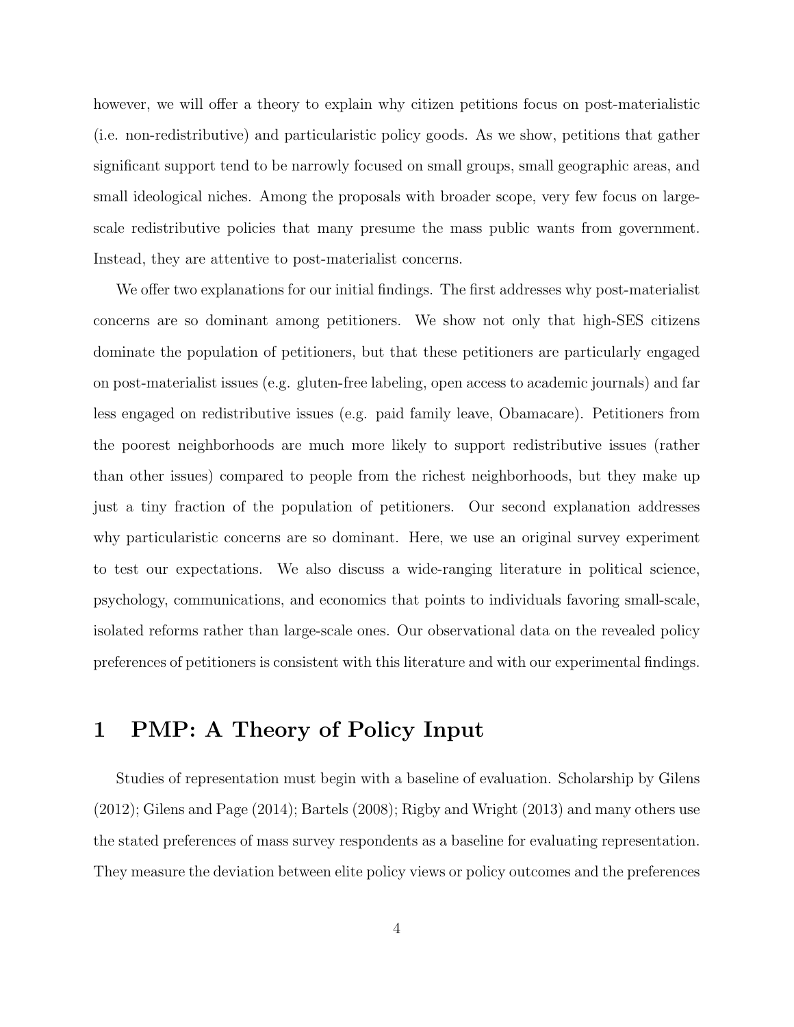however, we will offer a theory to explain why citizen petitions focus on post-materialistic (i.e. non-redistributive) and particularistic policy goods. As we show, petitions that gather significant support tend to be narrowly focused on small groups, small geographic areas, and small ideological niches. Among the proposals with broader scope, very few focus on large-scale redistributive policies that many presume the mass public wants from government. Instead, they are attentive to post-materialist concerns.

We offer two explanations for our initial findings. The first addresses why post-materialist concerns are so dominant among petitioners. We show not only that high-SES citizens dominate the population of petitioners, but that these petitioners are particularly engaged on post-materialist issues (e.g. gluten-free labeling, open access to academic journals) and far less engaged on redistributive issues (e.g. paid family leave, Obamacare). Petitioners from the poorest neighborhoods are much more likely to support redistributive issues (rather than other issues) compared to people from the richest neighborhoods, but they make up just a tiny fraction of the population of petitioners. Our second explanation addresses why particularistic concerns are so dominant. Here, we use an original survey experiment to test our expectations. We also discuss a wide-ranging literature in political science, psychology, communications, and economics that points to individuals favoring small-scale, isolated reforms rather than large-scale ones. Our observational data on the revealed policy preferences of petitioners is consistent with this literature and with our experimental findings.

# 1 PMP: A Theory of Policy Input

Studies of representation must begin with a baseline of evaluation. Scholarship by Gilens (2012); Gilens and Page (2014); Bartels (2008); Rigby and Wright (2013) and many others use the stated preferences of mass survey respondents as a baseline for evaluating representation. They measure the deviation between elite policy views or policy outcomes and the preferences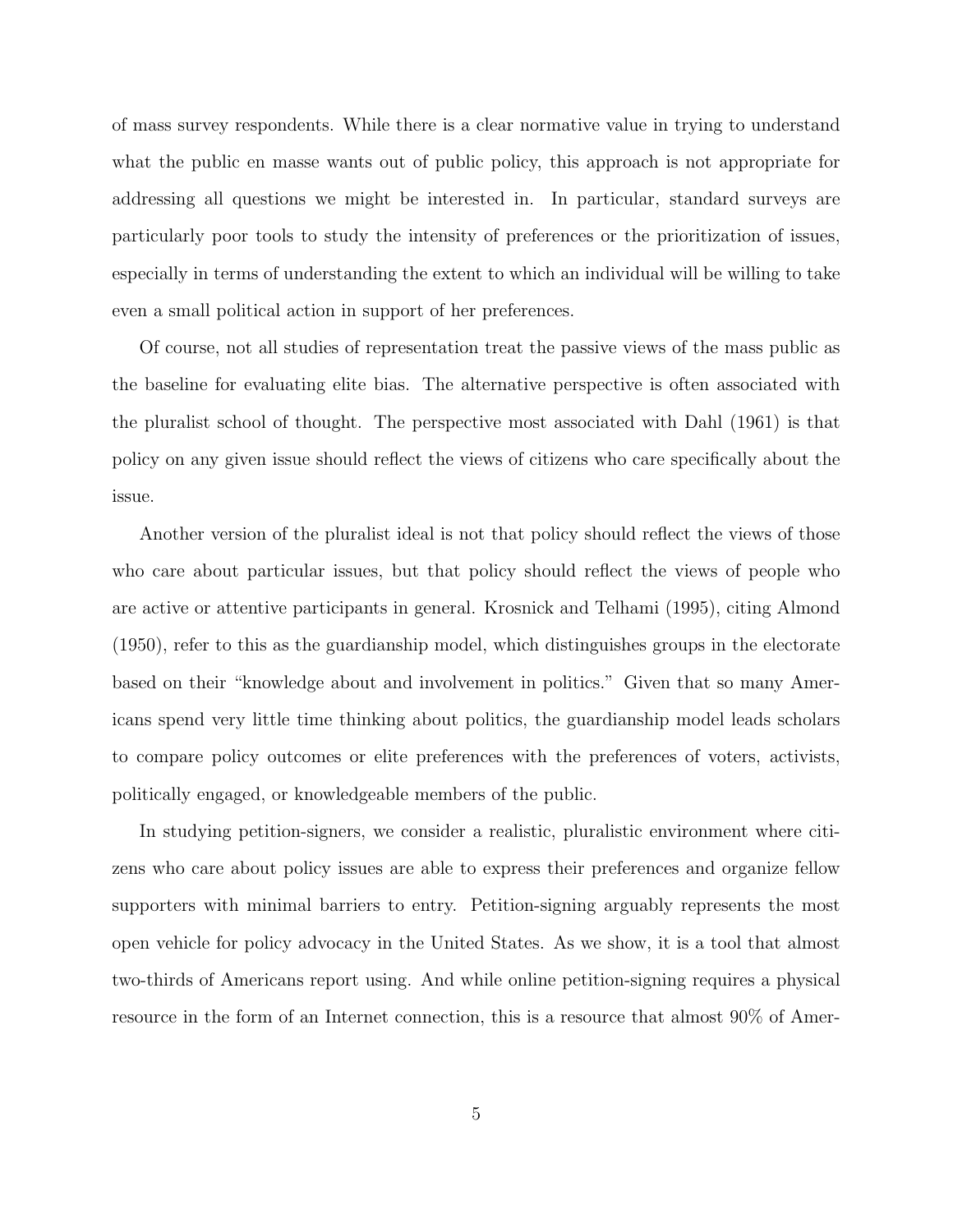of mass survey respondents. While there is a clear normative value in trying to understand what the public en masse wants out of public policy, this approach is not appropriate for addressing all questions we might be interested in. In particular, standard surveys are particularly poor tools to study the intensity of preferences or the prioritization of issues, especially in terms of understanding the extent to which an individual will be willing to take even a small political action in support of her preferences.

Of course, not all studies of representation treat the passive views of the mass public as the baseline for evaluating elite bias. The alternative perspective is often associated with the pluralist school of thought. The perspective most associated with Dahl (1961) is that policy on any given issue should reflect the views of citizens who care specifically about the issue.

Another version of the pluralist ideal is not that policy should reflect the views of those who care about particular issues, but that policy should reflect the views of people who are active or attentive participants in general. Krosnick and Telhami (1995), citing Almond (1950), refer to this as the guardianship model, which distinguishes groups in the electorate based on their "knowledge about and involvement in politics." Given that so many Americans spend very little time thinking about politics, the guardianship model leads scholars to compare policy outcomes or elite preferences with the preferences of voters, activists, politically engaged, or knowledgeable members of the public.

In studying petition-signers, we consider a realistic, pluralistic environment where citizens who care about policy issues are able to express their preferences and organize fellow supporters with minimal barriers to entry. Petition-signing arguably represents the most open vehicle for policy advocacy in the United States. As we show, it is a tool that almost two-thirds of Americans report using. And while online petition-signing requires a physical resource in the form of an Internet connection, this is a resource that almost 90% of Amer-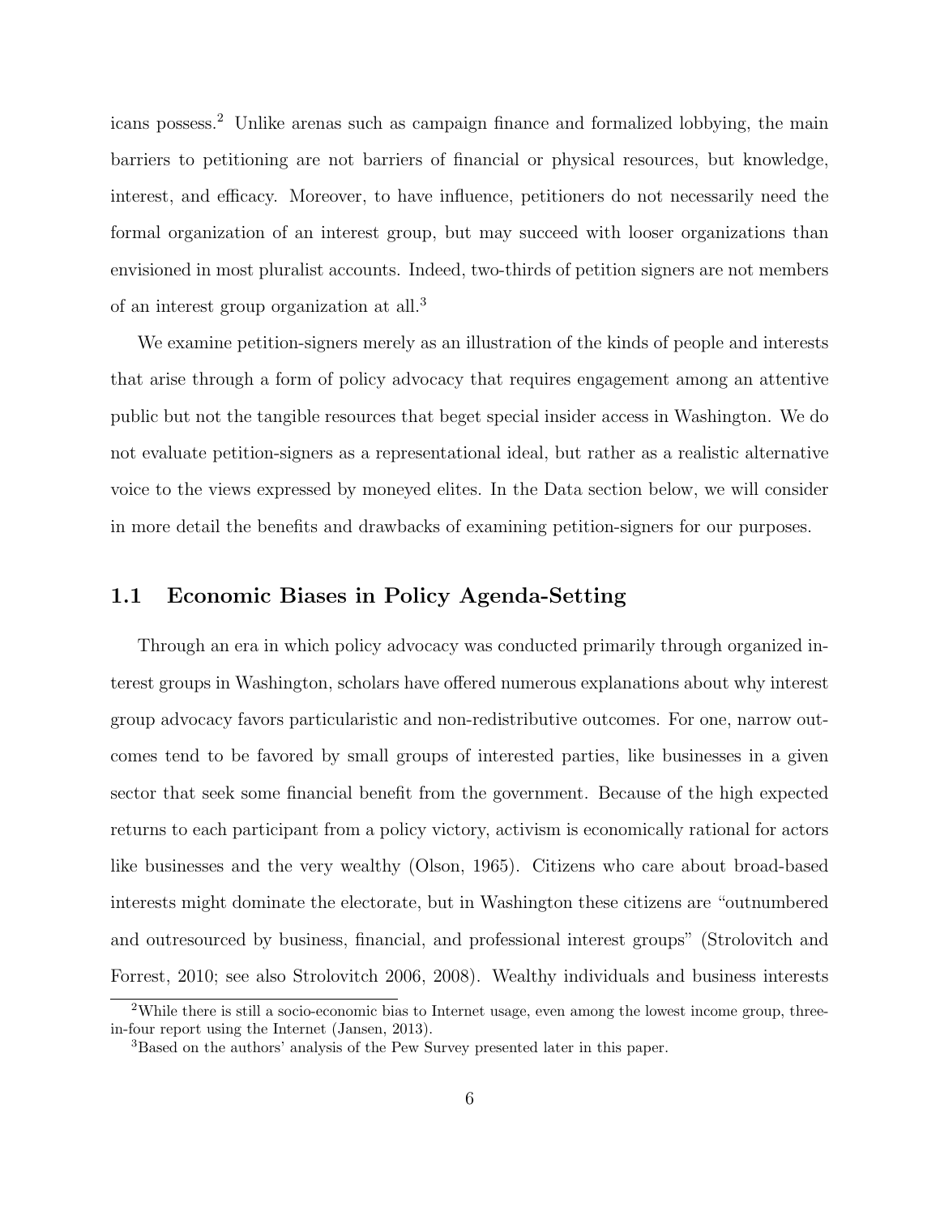icans possess.[2] Unlike arenas such as campaign finance and formalized lobbying, the main barriers to petitioning are not barriers of financial or physical resources, but knowledge, interest, and efficacy. Moreover, to have influence, petitioners do not necessarily need the formal organization of an interest group, but may succeed with looser organizations than envisioned in most pluralist accounts. Indeed, two-thirds of petition signers are not members of an interest group organization at all.[3]

We examine petition-signers merely as an illustration of the kinds of people and interests that arise through a form of policy advocacy that requires engagement among an attentive public but not the tangible resources that beget special insider access in Washington. We do not evaluate petition-signers as a representational ideal, but rather as a realistic alternative voice to the views expressed by moneyed elites. In the Data section below, we will consider in more detail the benefits and drawbacks of examining petition-signers for our purposes.

## 1.1 Economic Biases in Policy Agenda-Setting

Through an era in which policy advocacy was conducted primarily through organized interest groups in Washington, scholars have offered numerous explanations about why interest group advocacy favors particularistic and non-redistributive outcomes. For one, narrow outcomes tend to be favored by small groups of interested parties, like businesses in a given sector that seek some financial benefit from the government. Because of the high expected returns to each participant from a policy victory, activism is economically rational for actors like businesses and the very wealthy (Olson, 1965). Citizens who care about broad-based interests might dominate the electorate, but in Washington these citizens are "outnumbered and outresourced by business, financial, and professional interest groups" (Strolovitch and Forrest, 2010; see also Strolovitch 2006, 2008). Wealthy individuals and business interests

[2] While there is still a socio-economic bias to Internet usage, even among the lowest income group, three-in-four report using the Internet (Jansen, 2013).

[3] Based on the authors' analysis of the Pew Survey presented later in this paper.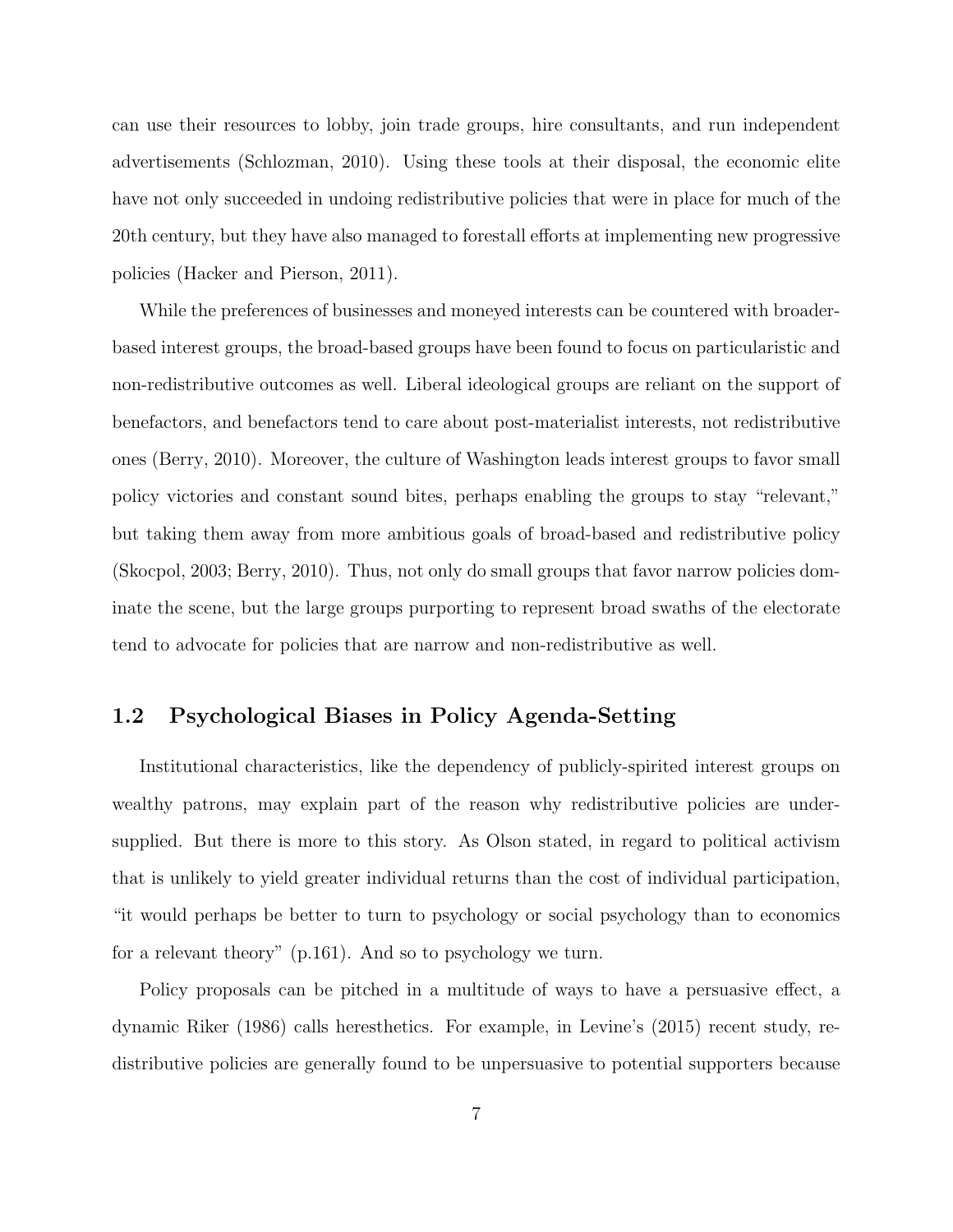can use their resources to lobby, join trade groups, hire consultants, and run independent advertisements (Schlozman, 2010). Using these tools at their disposal, the economic elite have not only succeeded in undoing redistributive policies that were in place for much of the 20th century, but they have also managed to forestall efforts at implementing new progressive policies (Hacker and Pierson, 2011).

While the preferences of businesses and moneyed interests can be countered with broader-based interest groups, the broad-based groups have been found to focus on particularistic and non-redistributive outcomes as well. Liberal ideological groups are reliant on the support of benefactors, and benefactors tend to care about post-materialist interests, not redistributive ones (Berry, 2010). Moreover, the culture of Washington leads interest groups to favor small policy victories and constant sound bites, perhaps enabling the groups to stay "relevant," but taking them away from more ambitious goals of broad-based and redistributive policy (Skocpol, 2003; Berry, 2010). Thus, not only do small groups that favor narrow policies dominate the scene, but the large groups purporting to represent broad swaths of the electorate tend to advocate for policies that are narrow and non-redistributive as well.

## 1.2 Psychological Biases in Policy Agenda-Setting

Institutional characteristics, like the dependency of publicly-spirited interest groups on wealthy patrons, may explain part of the reason why redistributive policies are under-supplied. But there is more to this story. As Olson stated, in regard to political activism that is unlikely to yield greater individual returns than the cost of individual participation, "it would perhaps be better to turn to psychology or social psychology than to economics for a relevant theory" (p.161). And so to psychology we turn.

Policy proposals can be pitched in a multitude of ways to have a persuasive effect, a dynamic Riker (1986) calls heresthetics. For example, in Levine's (2015) recent study, redistributive policies are generally found to be unpersuasive to potential supporters because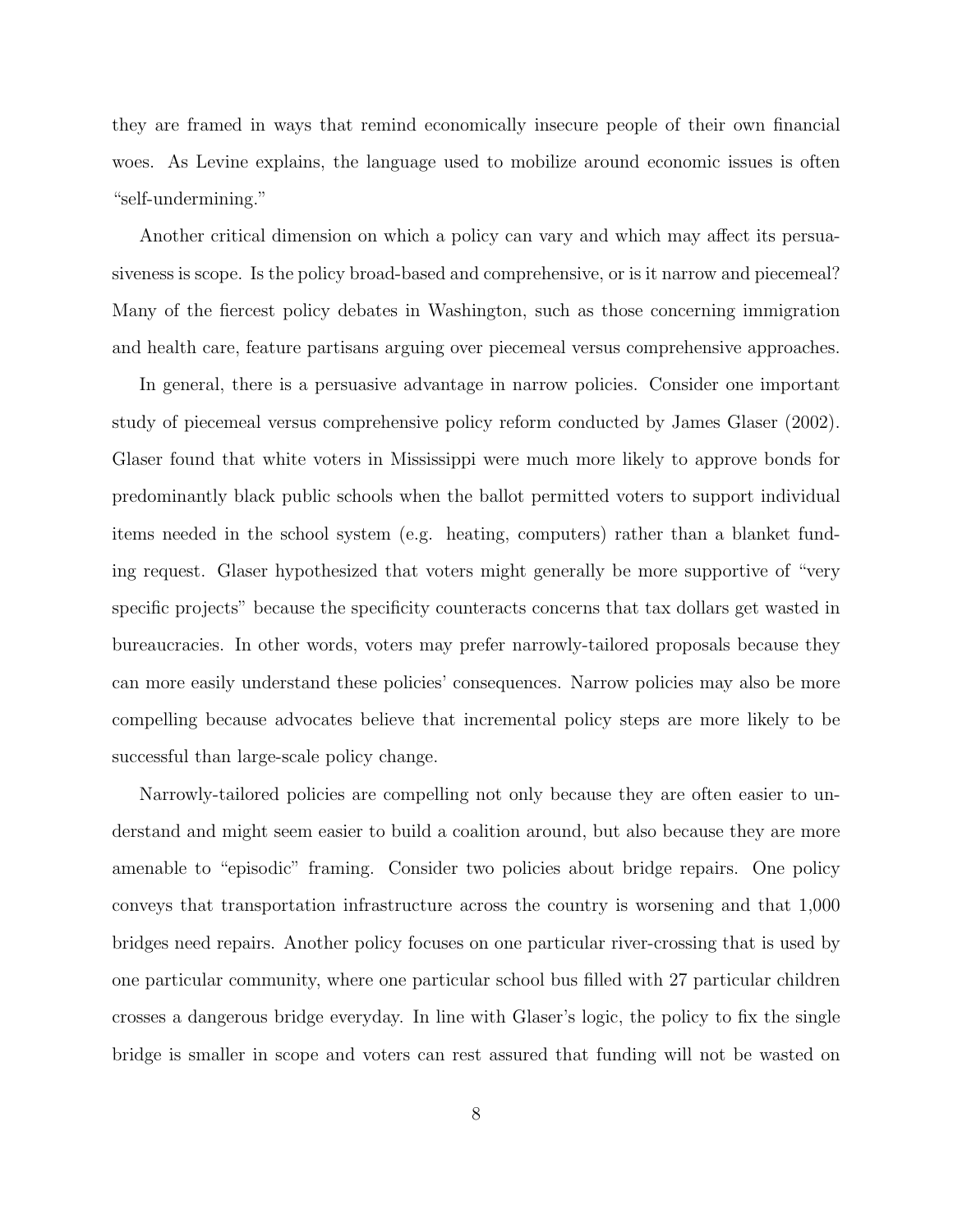they are framed in ways that remind economically insecure people of their own financial woes. As Levine explains, the language used to mobilize around economic issues is often "self-undermining."

Another critical dimension on which a policy can vary and which may affect its persuasiveness is scope. Is the policy broad-based and comprehensive, or is it narrow and piecemeal? Many of the fiercest policy debates in Washington, such as those concerning immigration and health care, feature partisans arguing over piecemeal versus comprehensive approaches.

In general, there is a persuasive advantage in narrow policies. Consider one important study of piecemeal versus comprehensive policy reform conducted by James Glaser (2002). Glaser found that white voters in Mississippi were much more likely to approve bonds for predominantly black public schools when the ballot permitted voters to support individual items needed in the school system (e.g. heating, computers) rather than a blanket funding request. Glaser hypothesized that voters might generally be more supportive of "very specific projects" because the specificity counteracts concerns that tax dollars get wasted in bureaucracies. In other words, voters may prefer narrowly-tailored proposals because they can more easily understand these policies' consequences. Narrow policies may also be more compelling because advocates believe that incremental policy steps are more likely to be successful than large-scale policy change.

Narrowly-tailored policies are compelling not only because they are often easier to understand and might seem easier to build a coalition around, but also because they are more amenable to "episodic" framing. Consider two policies about bridge repairs. One policy conveys that transportation infrastructure across the country is worsening and that 1,000 bridges need repairs. Another policy focuses on one particular river-crossing that is used by one particular community, where one particular school bus filled with 27 particular children crosses a dangerous bridge everyday. In line with Glaser's logic, the policy to fix the single bridge is smaller in scope and voters can rest assured that funding will not be wasted on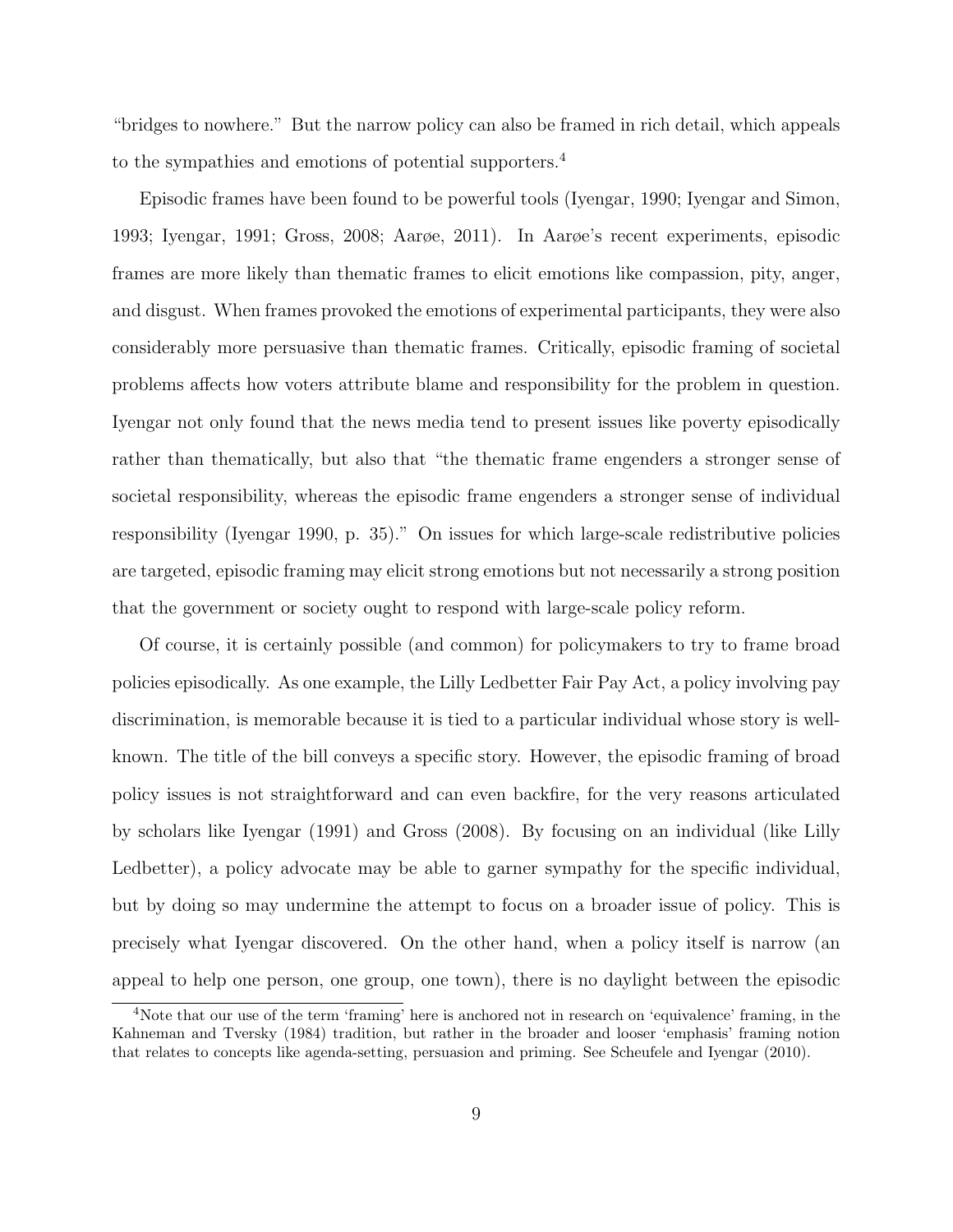"bridges to nowhere." But the narrow policy can also be framed in rich detail, which appeals to the sympathies and emotions of potential supporters.[4]

Episodic frames have been found to be powerful tools (Iyengar, 1990; Iyengar and Simon, 1993; Iyengar, 1991; Gross, 2008; Aarøe, 2011). In Aarøe's recent experiments, episodic frames are more likely than thematic frames to elicit emotions like compassion, pity, anger, and disgust. When frames provoked the emotions of experimental participants, they were also considerably more persuasive than thematic frames. Critically, episodic framing of societal problems affects how voters attribute blame and responsibility for the problem in question. Iyengar not only found that the news media tend to present issues like poverty episodically rather than thematically, but also that "the thematic frame engenders a stronger sense of societal responsibility, whereas the episodic frame engenders a stronger sense of individual responsibility (Iyengar 1990, p. 35)." On issues for which large-scale redistributive policies are targeted, episodic framing may elicit strong emotions but not necessarily a strong position that the government or society ought to respond with large-scale policy reform.

Of course, it is certainly possible (and common) for policymakers to try to frame broad policies episodically. As one example, the Lilly Ledbetter Fair Pay Act, a policy involving pay discrimination, is memorable because it is tied to a particular individual whose story is well-known. The title of the bill conveys a specific story. However, the episodic framing of broad policy issues is not straightforward and can even backfire, for the very reasons articulated by scholars like Iyengar (1991) and Gross (2008). By focusing on an individual (like Lilly Ledbetter), a policy advocate may be able to garner sympathy for the specific individual, but by doing so may undermine the attempt to focus on a broader issue of policy. This is precisely what Iyengar discovered. On the other hand, when a policy itself is narrow (an appeal to help one person, one group, one town), there is no daylight between the episodic

[4] Note that our use of the term 'framing' here is anchored not in research on 'equivalence' framing, in the Kahneman and Tversky (1984) tradition, but rather in the broader and looser 'emphasis' framing notion that relates to concepts like agenda-setting, persuasion and priming. See Scheufele and Iyengar (2010).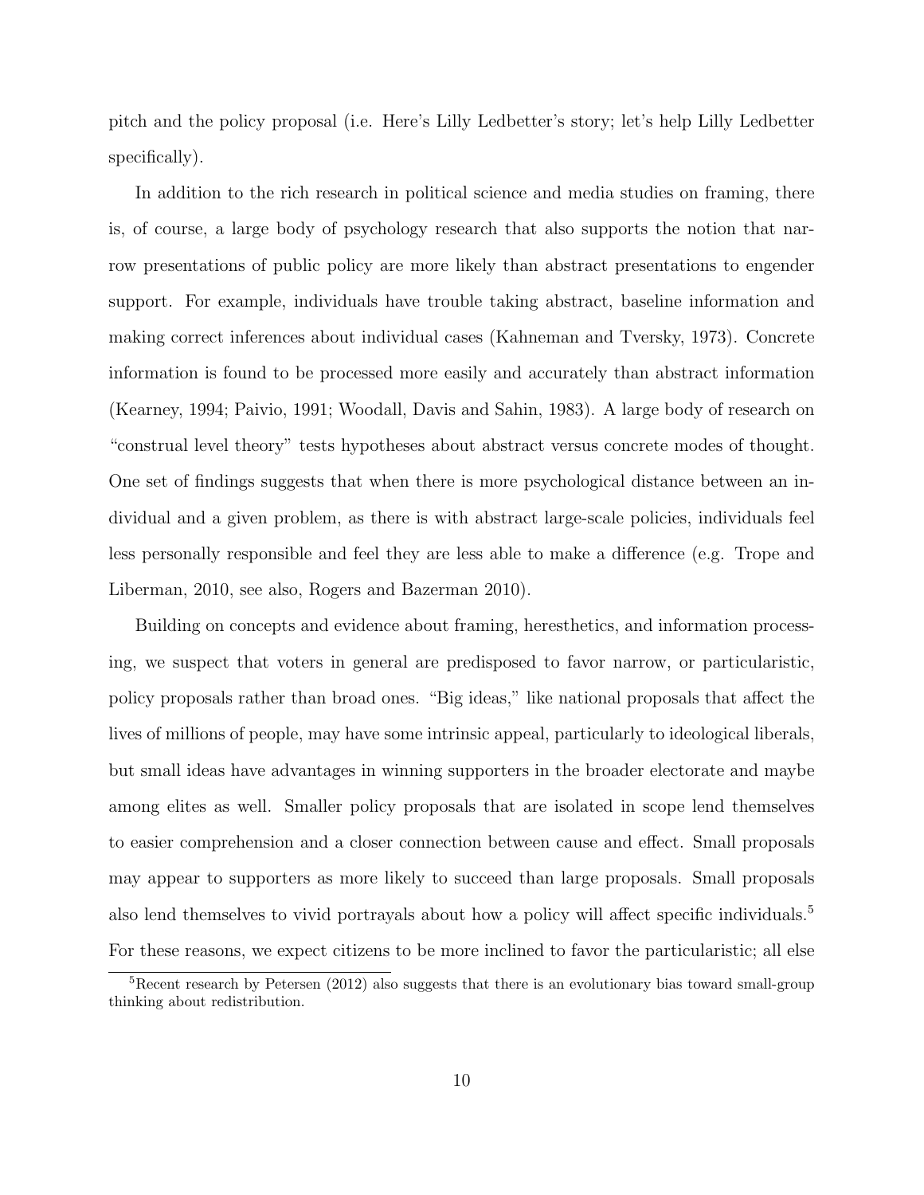pitch and the policy proposal (i.e. Here's Lilly Ledbetter's story; let's help Lilly Ledbetter specifically).

In addition to the rich research in political science and media studies on framing, there is, of course, a large body of psychology research that also supports the notion that narrow presentations of public policy are more likely than abstract presentations to engender support. For example, individuals have trouble taking abstract, baseline information and making correct inferences about individual cases (Kahneman and Tversky, 1973). Concrete information is found to be processed more easily and accurately than abstract information (Kearney, 1994; Paivio, 1991; Woodall, Davis and Sahin, 1983). A large body of research on "construal level theory" tests hypotheses about abstract versus concrete modes of thought. One set of findings suggests that when there is more psychological distance between an individual and a given problem, as there is with abstract large-scale policies, individuals feel less personally responsible and feel they are less able to make a difference (e.g. Trope and Liberman, 2010, see also, Rogers and Bazerman 2010).

Building on concepts and evidence about framing, heresthetics, and information processing, we suspect that voters in general are predisposed to favor narrow, or particularistic, policy proposals rather than broad ones. "Big ideas," like national proposals that affect the lives of millions of people, may have some intrinsic appeal, particularly to ideological liberals, but small ideas have advantages in winning supporters in the broader electorate and maybe among elites as well. Smaller policy proposals that are isolated in scope lend themselves to easier comprehension and a closer connection between cause and effect. Small proposals may appear to supporters as more likely to succeed than large proposals. Small proposals also lend themselves to vivid portrayals about how a policy will affect specific individuals.[5] For these reasons, we expect citizens to be more inclined to favor the particularistic; all else

[5] Recent research by Petersen (2012) also suggests that there is an evolutionary bias toward small-group thinking about redistribution.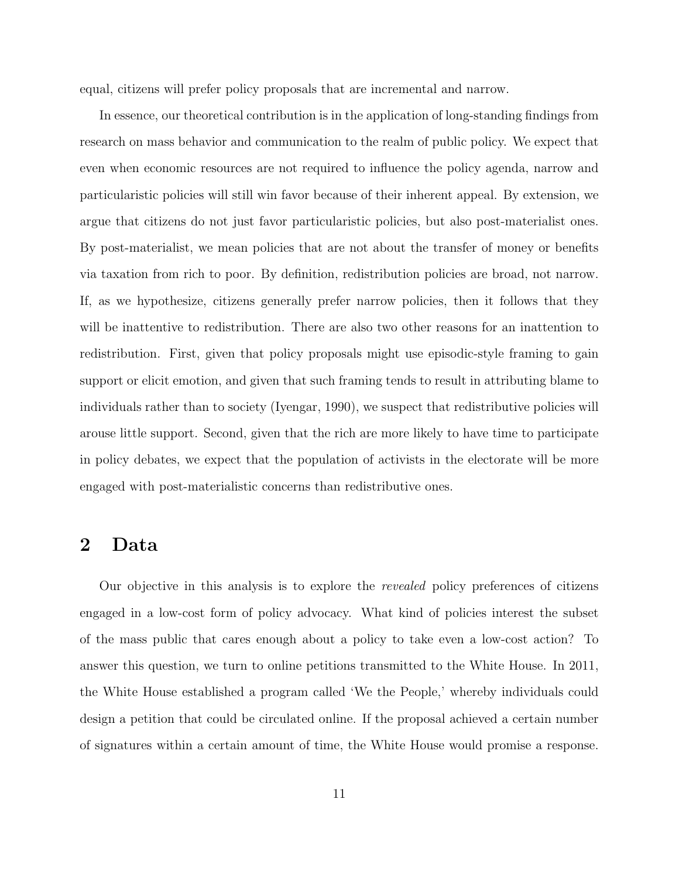equal, citizens will prefer policy proposals that are incremental and narrow.

In essence, our theoretical contribution is in the application of long-standing findings from research on mass behavior and communication to the realm of public policy. We expect that even when economic resources are not required to influence the policy agenda, narrow and particularistic policies will still win favor because of their inherent appeal. By extension, we argue that citizens do not just favor particularistic policies, but also post-materialist ones. By post-materialist, we mean policies that are not about the transfer of money or benefits via taxation from rich to poor. By definition, redistribution policies are broad, not narrow. If, as we hypothesize, citizens generally prefer narrow policies, then it follows that they will be inattentive to redistribution. There are also two other reasons for an inattention to redistribution. First, given that policy proposals might use episodic-style framing to gain support or elicit emotion, and given that such framing tends to result in attributing blame to individuals rather than to society (Iyengar, 1990), we suspect that redistributive policies will arouse little support. Second, given that the rich are more likely to have time to participate in policy debates, we expect that the population of activists in the electorate will be more engaged with post-materialistic concerns than redistributive ones.

## 2 Data

Our objective in this analysis is to explore the *revealed* policy preferences of citizens engaged in a low-cost form of policy advocacy. What kind of policies interest the subset of the mass public that cares enough about a policy to take even a low-cost action? To answer this question, we turn to online petitions transmitted to the White House. In 2011, the White House established a program called 'We the People,' whereby individuals could design a petition that could be circulated online. If the proposal achieved a certain number of signatures within a certain amount of time, the White House would promise a response.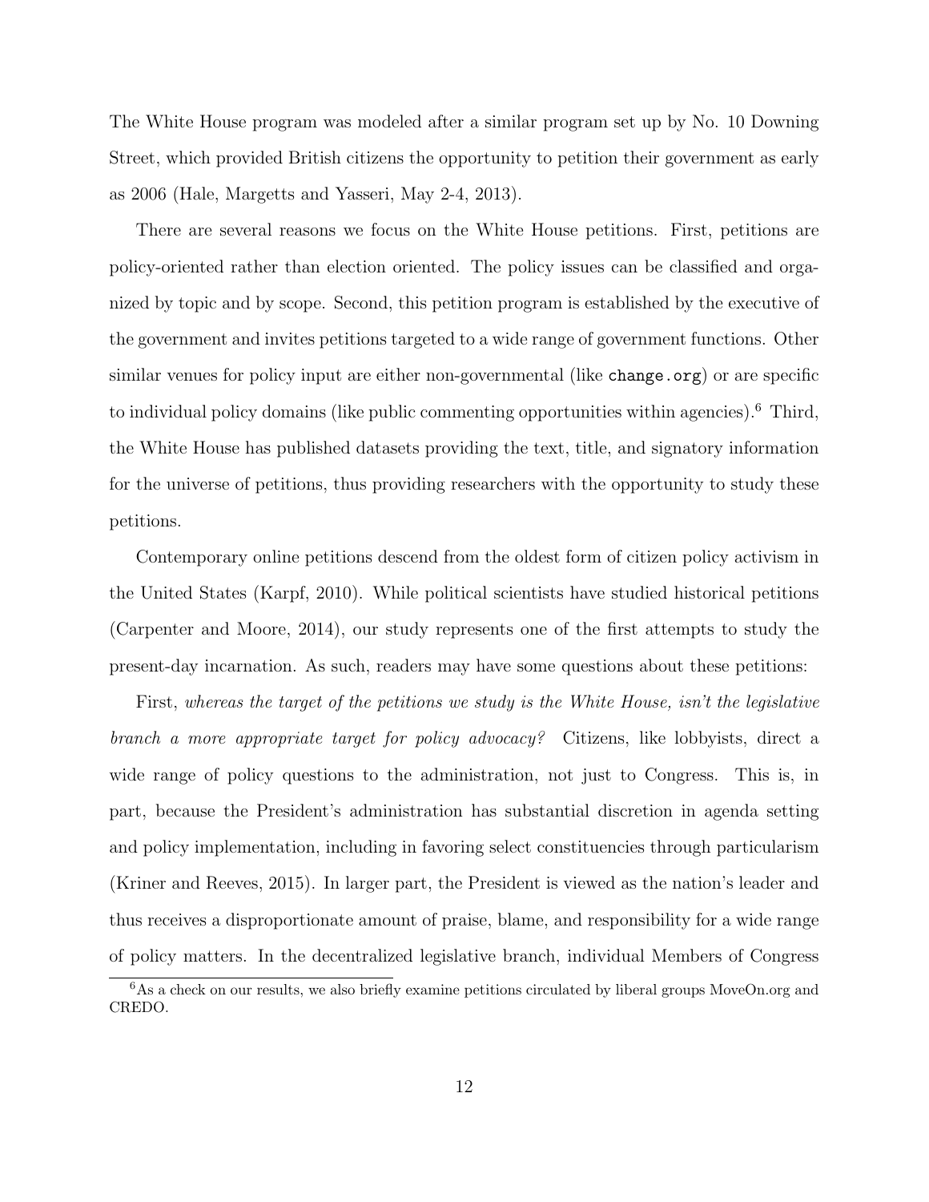The White House program was modeled after a similar program set up by No. 10 Downing Street, which provided British citizens the opportunity to petition their government as early as 2006 (Hale, Margetts and Yasseri, May 2-4, 2013).

There are several reasons we focus on the White House petitions. First, petitions are policy-oriented rather than election oriented. The policy issues can be classified and organized by topic and by scope. Second, this petition program is established by the executive of the government and invites petitions targeted to a wide range of government functions. Other similar venues for policy input are either non-governmental (like `change.org`) or are specific to individual policy domains (like public commenting opportunities within agencies).[6] Third, the White House has published datasets providing the text, title, and signatory information for the universe of petitions, thus providing researchers with the opportunity to study these petitions.

Contemporary online petitions descend from the oldest form of citizen policy activism in the United States (Karpf, 2010). While political scientists have studied historical petitions (Carpenter and Moore, 2014), our study represents one of the first attempts to study the present-day incarnation. As such, readers may have some questions about these petitions:

First, *whereas the target of the petitions we study is the White House, isn't the legislative branch a more appropriate target for policy advocacy?* Citizens, like lobbyists, direct a wide range of policy questions to the administration, not just to Congress. This is, in part, because the President's administration has substantial discretion in agenda setting and policy implementation, including in favoring select constituencies through particularism (Kriner and Reeves, 2015). In larger part, the President is viewed as the nation's leader and thus receives a disproportionate amount of praise, blame, and responsibility for a wide range of policy matters. In the decentralized legislative branch, individual Members of Congress

[6] As a check on our results, we also briefly examine petitions circulated by liberal groups MoveOn.org and CREDO.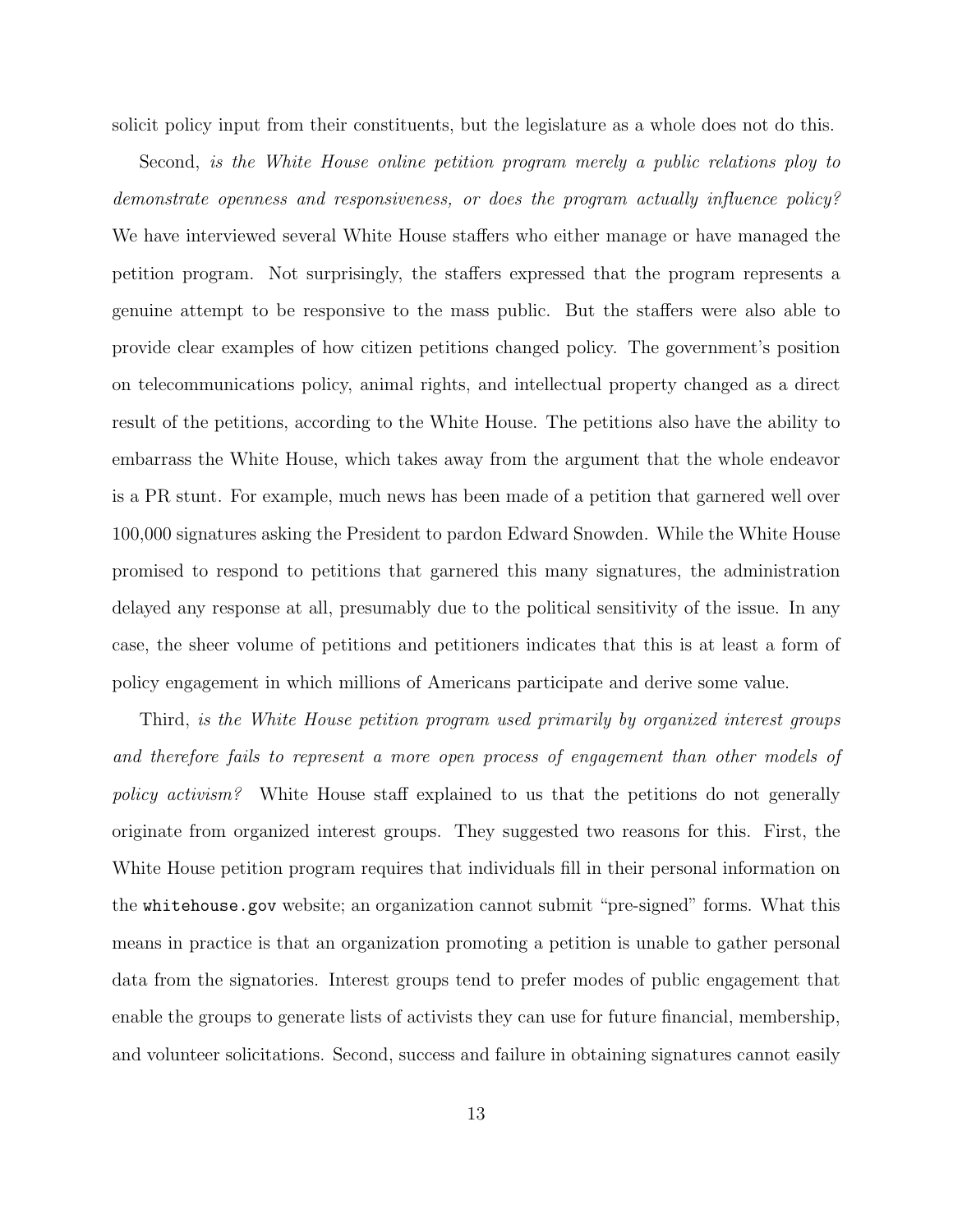solicit policy input from their constituents, but the legislature as a whole does not do this.

Second, *is the White House online petition program merely a public relations ploy to demonstrate openness and responsiveness, or does the program actually influence policy?* We have interviewed several White House staffers who either manage or have managed the petition program. Not surprisingly, the staffers expressed that the program represents a genuine attempt to be responsive to the mass public. But the staffers were also able to provide clear examples of how citizen petitions changed policy. The government's position on telecommunications policy, animal rights, and intellectual property changed as a direct result of the petitions, according to the White House. The petitions also have the ability to embarrass the White House, which takes away from the argument that the whole endeavor is a PR stunt. For example, much news has been made of a petition that garnered well over 100,000 signatures asking the President to pardon Edward Snowden. While the White House promised to respond to petitions that garnered this many signatures, the administration delayed any response at all, presumably due to the political sensitivity of the issue. In any case, the sheer volume of petitions and petitioners indicates that this is at least a form of policy engagement in which millions of Americans participate and derive some value.

Third, *is the White House petition program used primarily by organized interest groups and therefore fails to represent a more open process of engagement than other models of policy activism?* White House staff explained to us that the petitions do not generally originate from organized interest groups. They suggested two reasons for this. First, the White House petition program requires that individuals fill in their personal information on the `whitehouse.gov` website; an organization cannot submit "pre-signed" forms. What this means in practice is that an organization promoting a petition is unable to gather personal data from the signatories. Interest groups tend to prefer modes of public engagement that enable the groups to generate lists of activists they can use for future financial, membership, and volunteer solicitations. Second, success and failure in obtaining signatures cannot easily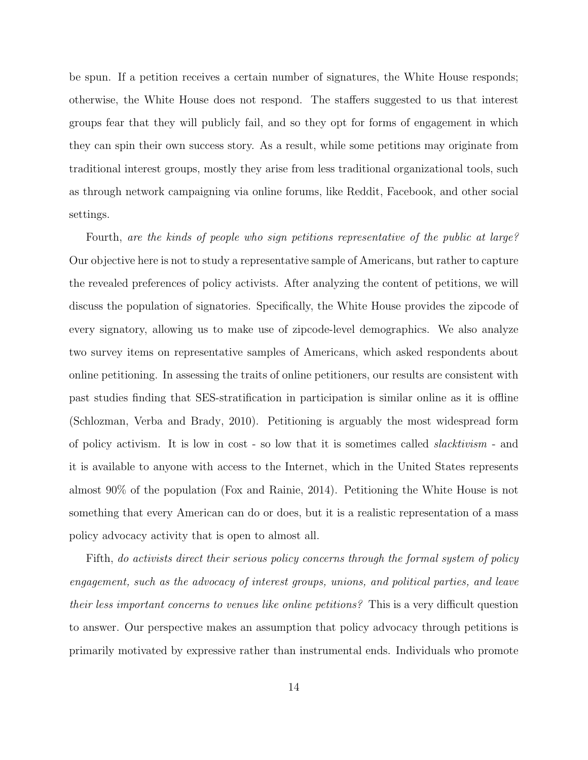be spun. If a petition receives a certain number of signatures, the White House responds; otherwise, the White House does not respond. The staffers suggested to us that interest groups fear that they will publicly fail, and so they opt for forms of engagement in which they can spin their own success story. As a result, while some petitions may originate from traditional interest groups, mostly they arise from less traditional organizational tools, such as through network campaigning via online forums, like Reddit, Facebook, and other social settings.

Fourth, *are the kinds of people who sign petitions representative of the public at large?* Our objective here is not to study a representative sample of Americans, but rather to capture the revealed preferences of policy activists. After analyzing the content of petitions, we will discuss the population of signatories. Specifically, the White House provides the zipcode of every signatory, allowing us to make use of zipcode-level demographics. We also analyze two survey items on representative samples of Americans, which asked respondents about online petitioning. In assessing the traits of online petitioners, our results are consistent with past studies finding that SES-stratification in participation is similar online as it is offline (Schlozman, Verba and Brady, 2010). Petitioning is arguably the most widespread form of policy activism. It is low in cost - so low that it is sometimes called *slacktivism* - and it is available to anyone with access to the Internet, which in the United States represents almost 90% of the population (Fox and Rainie, 2014). Petitioning the White House is not something that every American can do or does, but it is a realistic representation of a mass policy advocacy activity that is open to almost all.

Fifth, *do activists direct their serious policy concerns through the formal system of policy engagement, such as the advocacy of interest groups, unions, and political parties, and leave their less important concerns to venues like online petitions?* This is a very difficult question to answer. Our perspective makes an assumption that policy advocacy through petitions is primarily motivated by expressive rather than instrumental ends. Individuals who promote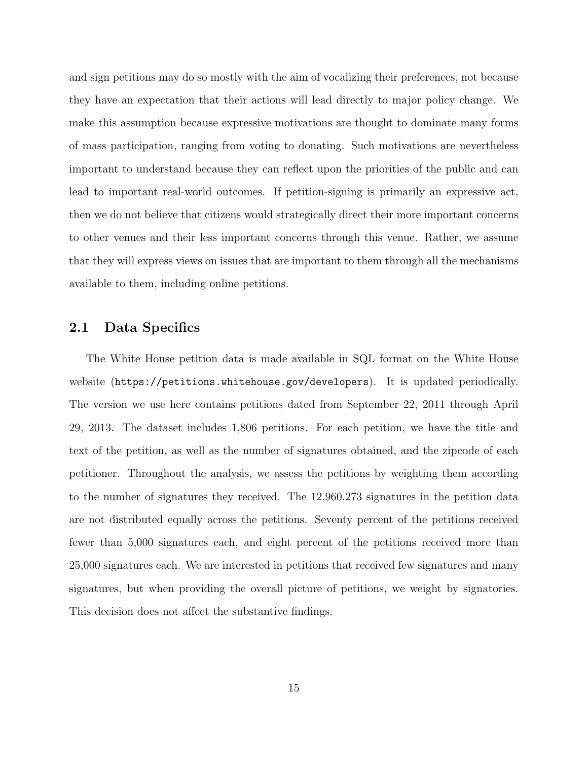and sign petitions may do so mostly with the aim of vocalizing their preferences, not because they have an expectation that their actions will lead directly to major policy change. We make this assumption because expressive motivations are thought to dominate many forms of mass participation, ranging from voting to donating. Such motivations are nevertheless important to understand because they can reflect upon the priorities of the public and can lead to important real-world outcomes. If petition-signing is primarily an expressive act, then we do not believe that citizens would strategically direct their more important concerns to other venues and their less important concerns through this venue. Rather, we assume that they will express views on issues that are important to them through all the mechanisms available to them, including online petitions.

## 2.1 Data Specifics

The White House petition data is made available in SQL format on the White House website (`https://petitions.whitehouse.gov/developers`). It is updated periodically. The version we use here contains petitions dated from September 22, 2011 through April 29, 2013. The dataset includes 1,806 petitions. For each petition, we have the title and text of the petition, as well as the number of signatures obtained, and the zipcode of each petitioner. Throughout the analysis, we assess the petitions by weighting them according to the number of signatures they received. The 12,960,273 signatures in the petition data are not distributed equally across the petitions. Seventy percent of the petitions received fewer than 5,000 signatures each, and eight percent of the petitions received more than 25,000 signatures each. We are interested in petitions that received few signatures and many signatures, but when providing the overall picture of petitions, we weight by signatories. This decision does not affect the substantive findings.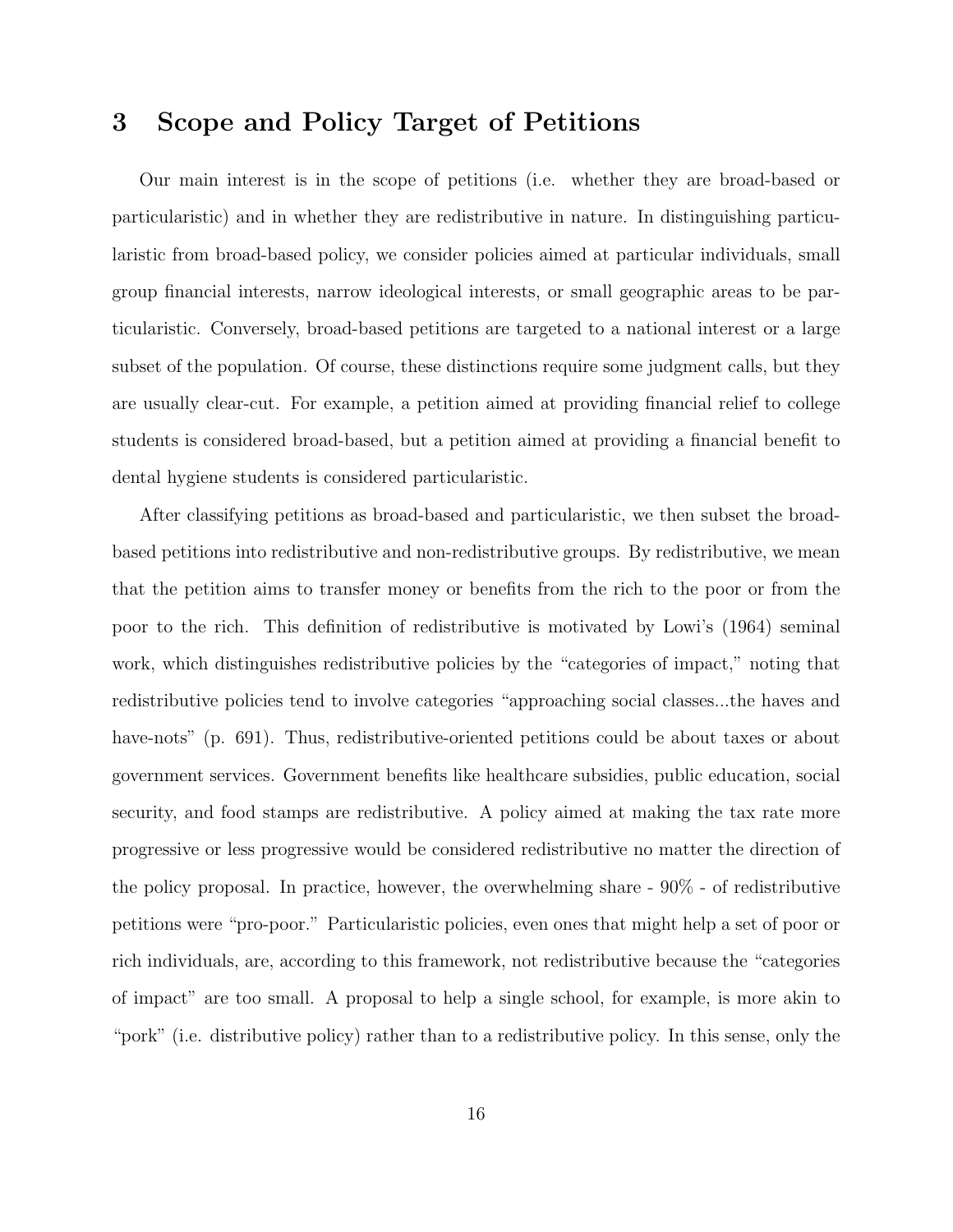# 3 Scope and Policy Target of Petitions

Our main interest is in the scope of petitions (i.e. whether they are broad-based or particularistic) and in whether they are redistributive in nature. In distinguishing particularistic from broad-based policy, we consider policies aimed at particular individuals, small group financial interests, narrow ideological interests, or small geographic areas to be particularistic. Conversely, broad-based petitions are targeted to a national interest or a large subset of the population. Of course, these distinctions require some judgment calls, but they are usually clear-cut. For example, a petition aimed at providing financial relief to college students is considered broad-based, but a petition aimed at providing a financial benefit to dental hygiene students is considered particularistic.

After classifying petitions as broad-based and particularistic, we then subset the broad-based petitions into redistributive and non-redistributive groups. By redistributive, we mean that the petition aims to transfer money or benefits from the rich to the poor or from the poor to the rich. This definition of redistributive is motivated by Lowi's (1964) seminal work, which distinguishes redistributive policies by the "categories of impact," noting that redistributive policies tend to involve categories "approaching social classes...the haves and have-nots" (p. 691). Thus, redistributive-oriented petitions could be about taxes or about government services. Government benefits like healthcare subsidies, public education, social security, and food stamps are redistributive. A policy aimed at making the tax rate more progressive or less progressive would be considered redistributive no matter the direction of the policy proposal. In practice, however, the overwhelming share - 90% - of redistributive petitions were "pro-poor." Particularistic policies, even ones that might help a set of poor or rich individuals, are, according to this framework, not redistributive because the "categories of impact" are too small. A proposal to help a single school, for example, is more akin to "pork" (i.e. distributive policy) rather than to a redistributive policy. In this sense, only the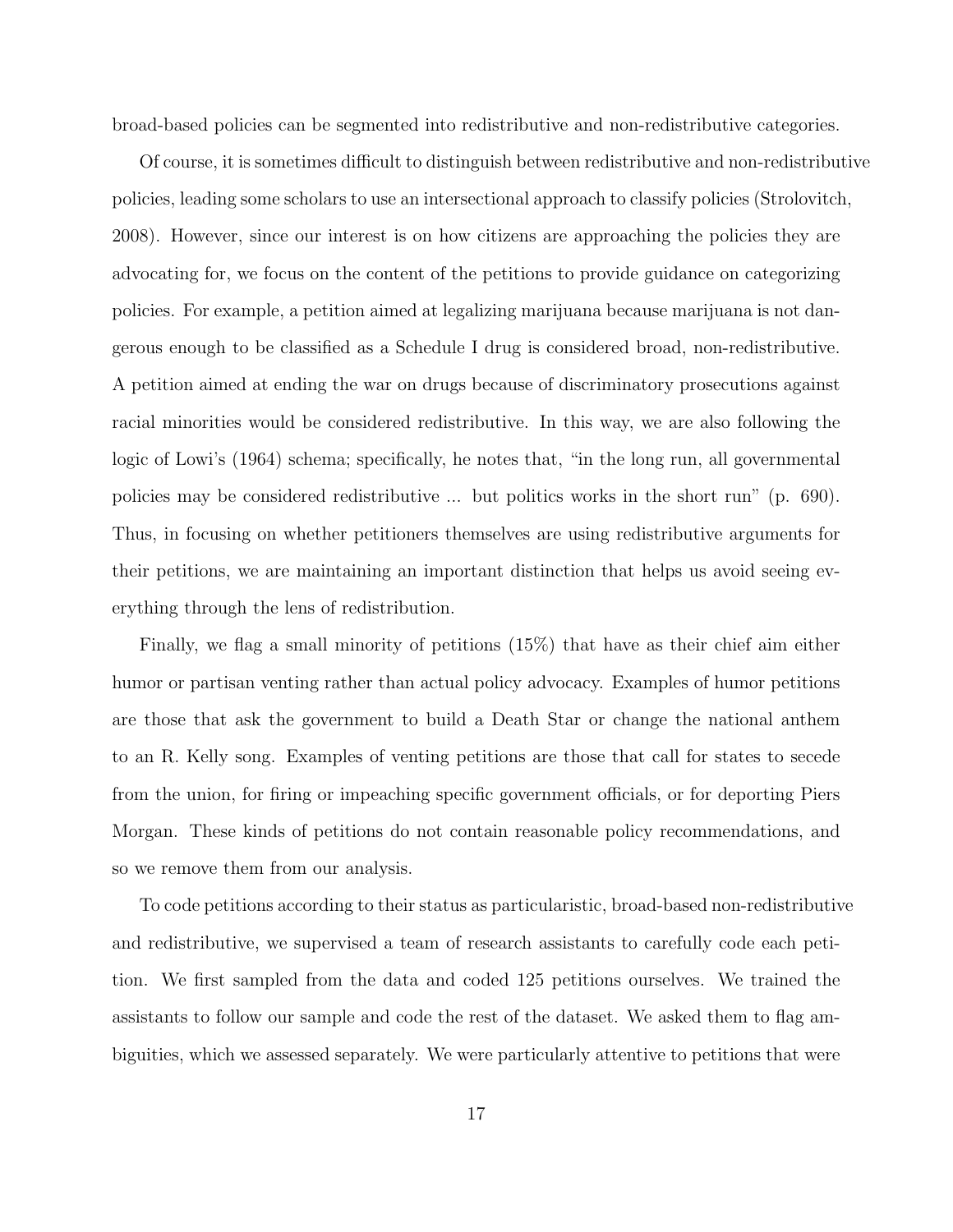broad-based policies can be segmented into redistributive and non-redistributive categories.

Of course, it is sometimes difficult to distinguish between redistributive and non-redistributive policies, leading some scholars to use an intersectional approach to classify policies (Strolovitch, 2008). However, since our interest is on how citizens are approaching the policies they are advocating for, we focus on the content of the petitions to provide guidance on categorizing policies. For example, a petition aimed at legalizing marijuana because marijuana is not dangerous enough to be classified as a Schedule I drug is considered broad, non-redistributive. A petition aimed at ending the war on drugs because of discriminatory prosecutions against racial minorities would be considered redistributive. In this way, we are also following the logic of Lowi's (1964) schema; specifically, he notes that, "in the long run, all governmental policies may be considered redistributive ... but politics works in the short run" (p. 690). Thus, in focusing on whether petitioners themselves are using redistributive arguments for their petitions, we are maintaining an important distinction that helps us avoid seeing everything through the lens of redistribution.

Finally, we flag a small minority of petitions (15%) that have as their chief aim either humor or partisan venting rather than actual policy advocacy. Examples of humor petitions are those that ask the government to build a Death Star or change the national anthem to an R. Kelly song. Examples of venting petitions are those that call for states to secede from the union, for firing or impeaching specific government officials, or for deporting Piers Morgan. These kinds of petitions do not contain reasonable policy recommendations, and so we remove them from our analysis.

To code petitions according to their status as particularistic, broad-based non-redistributive and redistributive, we supervised a team of research assistants to carefully code each petition. We first sampled from the data and coded 125 petitions ourselves. We trained the assistants to follow our sample and code the rest of the dataset. We asked them to flag ambiguities, which we assessed separately. We were particularly attentive to petitions that were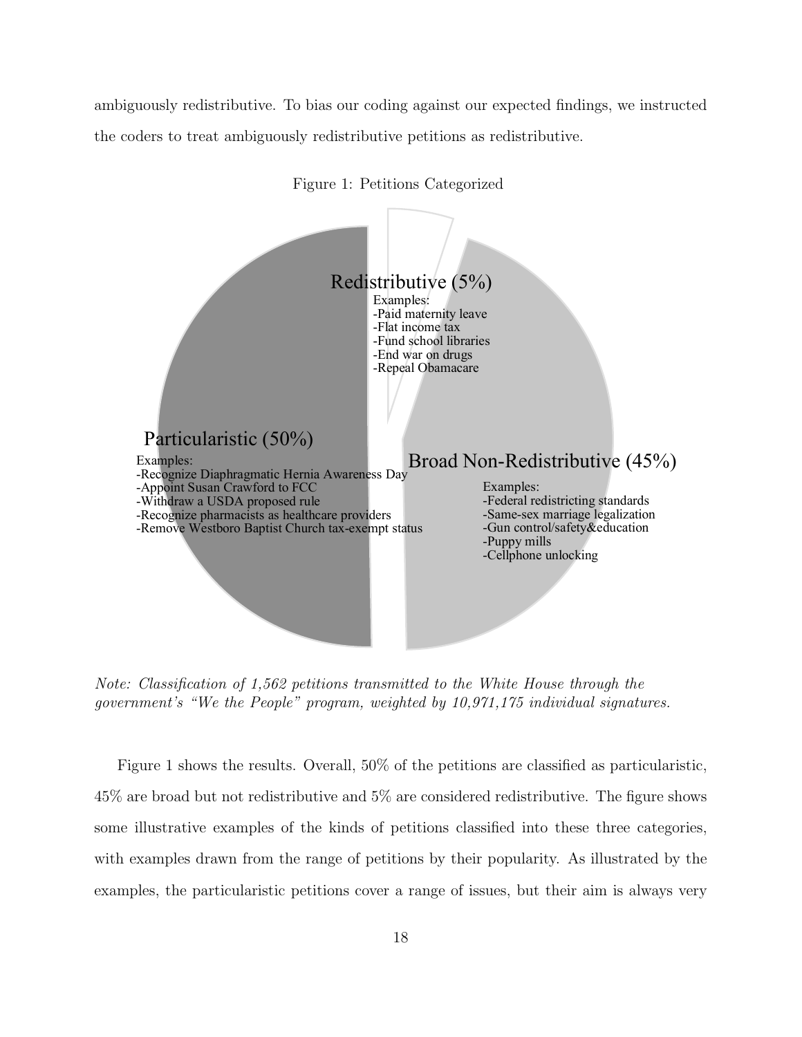ambiguously redistributive. To bias our coding against our expected findings, we instructed the coders to treat ambiguously redistributive petitions as redistributive.

Figure 1: Petitions Categorized

Redistributive (5%)
Examples:
-Paid maternity leave
-Flat income tax
-Fund school libraries
-End war on drugs
-Repeal Obamacare

Particularistic (50%)
Examples:
-Recognize Diaphragmatic Hernia Awareness Day
-Appoint Susan Crawford to FCC
-Withdraw a USDA proposed rule
-Recognize pharmacists as healthcare providers
-Remove Westboro Baptist Church tax-exempt status

Broad Non-Redistributive (45%)
Examples:
-Federal redistricting standards
-Same-sex marriage legalization
-Gun control/safety&education
-Puppy mills
-Cellphone unlocking

*Note: Classification of 1,562 petitions transmitted to the White House through the government's "We the People" program, weighted by 10,971,175 individual signatures.*

Figure 1 shows the results. Overall, 50% of the petitions are classified as particularistic, 45% are broad but not redistributive and 5% are considered redistributive. The figure shows some illustrative examples of the kinds of petitions classified into these three categories, with examples drawn from the range of petitions by their popularity. As illustrated by the examples, the particularistic petitions cover a range of issues, but their aim is always very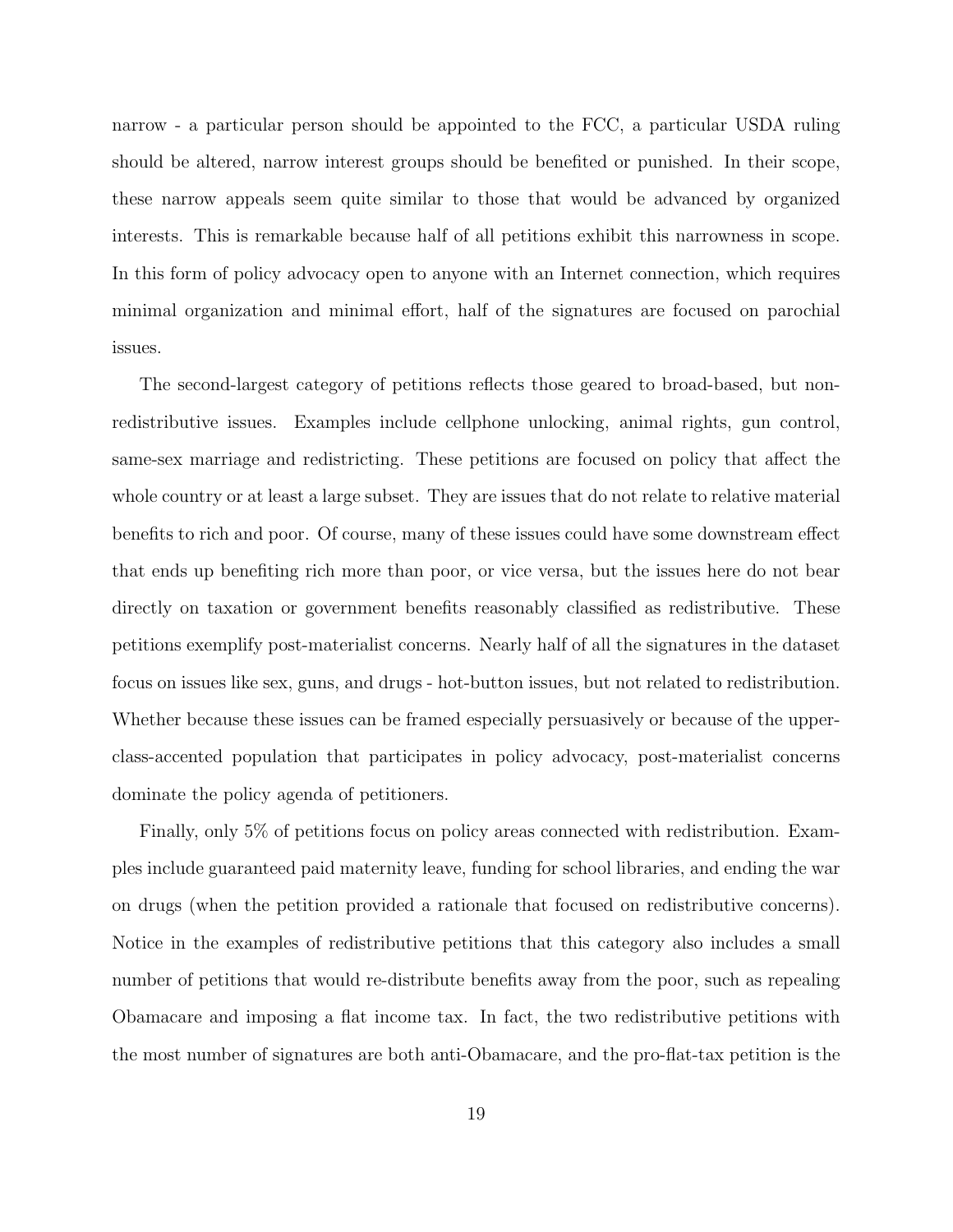narrow - a particular person should be appointed to the FCC, a particular USDA ruling should be altered, narrow interest groups should be benefited or punished. In their scope, these narrow appeals seem quite similar to those that would be advanced by organized interests. This is remarkable because half of all petitions exhibit this narrowness in scope. In this form of policy advocacy open to anyone with an Internet connection, which requires minimal organization and minimal effort, half of the signatures are focused on parochial issues.

The second-largest category of petitions reflects those geared to broad-based, but non-redistributive issues. Examples include cellphone unlocking, animal rights, gun control, same-sex marriage and redistricting. These petitions are focused on policy that affect the whole country or at least a large subset. They are issues that do not relate to relative material benefits to rich and poor. Of course, many of these issues could have some downstream effect that ends up benefiting rich more than poor, or vice versa, but the issues here do not bear directly on taxation or government benefits reasonably classified as redistributive. These petitions exemplify post-materialist concerns. Nearly half of all the signatures in the dataset focus on issues like sex, guns, and drugs - hot-button issues, but not related to redistribution. Whether because these issues can be framed especially persuasively or because of the upper-class-accented population that participates in policy advocacy, post-materialist concerns dominate the policy agenda of petitioners.

Finally, only 5% of petitions focus on policy areas connected with redistribution. Examples include guaranteed paid maternity leave, funding for school libraries, and ending the war on drugs (when the petition provided a rationale that focused on redistributive concerns). Notice in the examples of redistributive petitions that this category also includes a small number of petitions that would re-distribute benefits away from the poor, such as repealing Obamacare and imposing a flat income tax. In fact, the two redistributive petitions with the most number of signatures are both anti-Obamacare, and the pro-flat-tax petition is the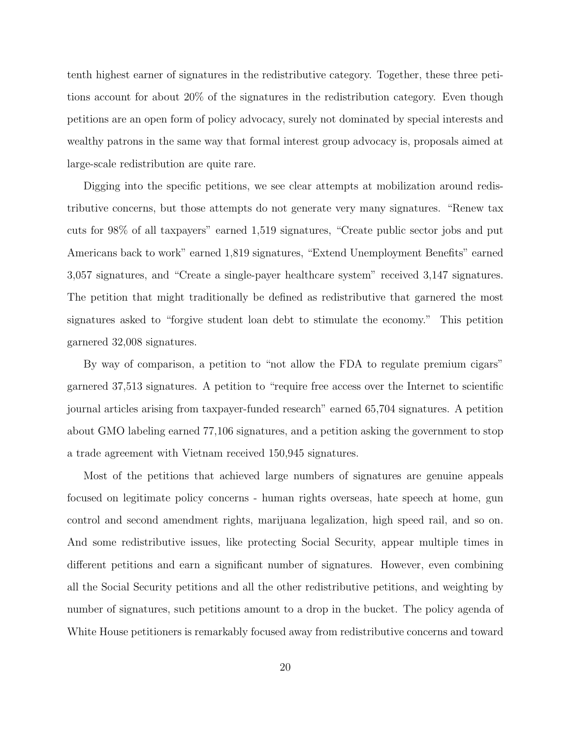tenth highest earner of signatures in the redistributive category. Together, these three petitions account for about 20% of the signatures in the redistribution category. Even though petitions are an open form of policy advocacy, surely not dominated by special interests and wealthy patrons in the same way that formal interest group advocacy is, proposals aimed at large-scale redistribution are quite rare.

Digging into the specific petitions, we see clear attempts at mobilization around redistributive concerns, but those attempts do not generate very many signatures. "Renew tax cuts for 98% of all taxpayers" earned 1,519 signatures, "Create public sector jobs and put Americans back to work" earned 1,819 signatures, "Extend Unemployment Benefits" earned 3,057 signatures, and "Create a single-payer healthcare system" received 3,147 signatures. The petition that might traditionally be defined as redistributive that garnered the most signatures asked to "forgive student loan debt to stimulate the economy." This petition garnered 32,008 signatures.

By way of comparison, a petition to "not allow the FDA to regulate premium cigars" garnered 37,513 signatures. A petition to "require free access over the Internet to scientific journal articles arising from taxpayer-funded research" earned 65,704 signatures. A petition about GMO labeling earned 77,106 signatures, and a petition asking the government to stop a trade agreement with Vietnam received 150,945 signatures.

Most of the petitions that achieved large numbers of signatures are genuine appeals focused on legitimate policy concerns - human rights overseas, hate speech at home, gun control and second amendment rights, marijuana legalization, high speed rail, and so on. And some redistributive issues, like protecting Social Security, appear multiple times in different petitions and earn a significant number of signatures. However, even combining all the Social Security petitions and all the other redistributive petitions, and weighting by number of signatures, such petitions amount to a drop in the bucket. The policy agenda of White House petitioners is remarkably focused away from redistributive concerns and toward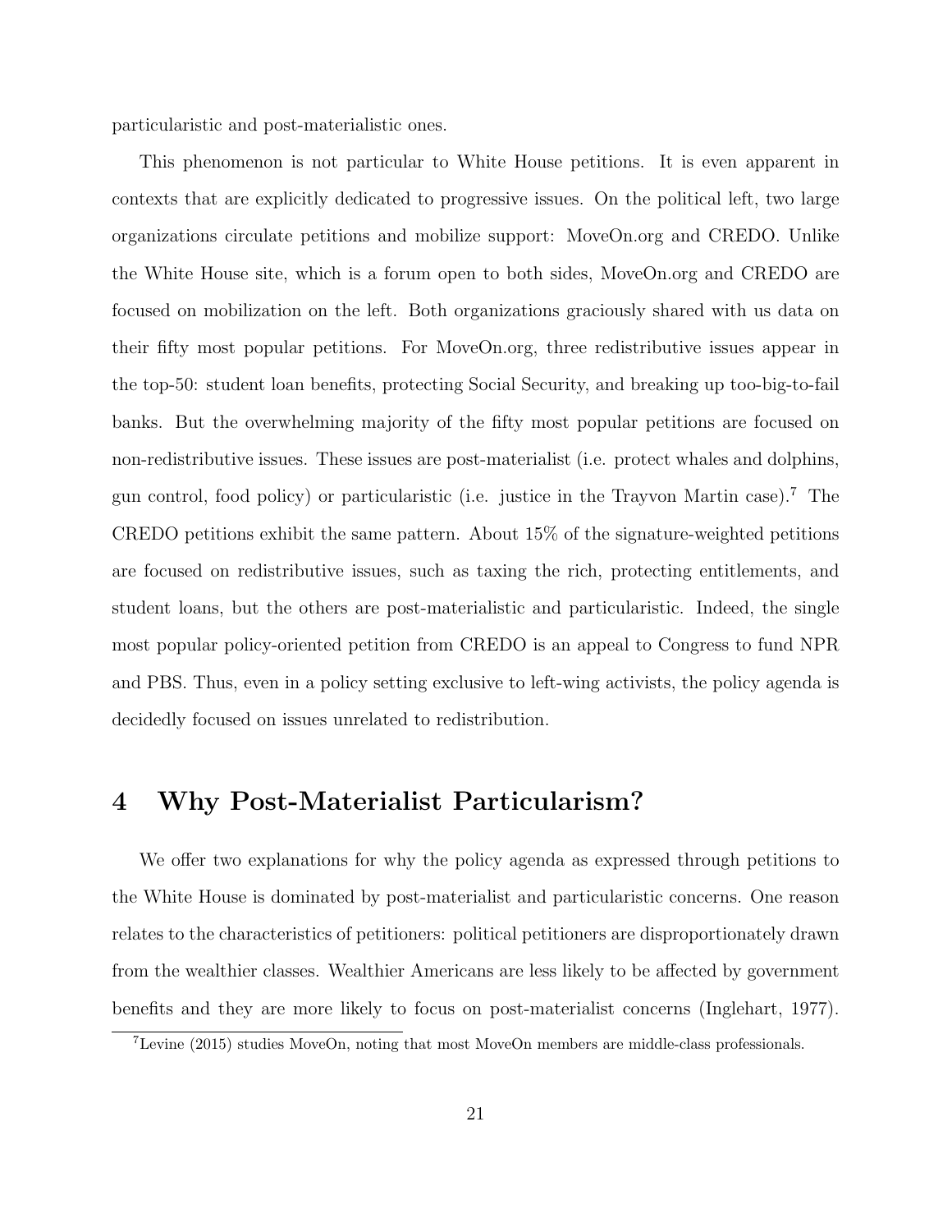particularistic and post-materialistic ones.

This phenomenon is not particular to White House petitions. It is even apparent in contexts that are explicitly dedicated to progressive issues. On the political left, two large organizations circulate petitions and mobilize support: MoveOn.org and CREDO. Unlike the White House site, which is a forum open to both sides, MoveOn.org and CREDO are focused on mobilization on the left. Both organizations graciously shared with us data on their fifty most popular petitions. For MoveOn.org, three redistributive issues appear in the top-50: student loan benefits, protecting Social Security, and breaking up too-big-to-fail banks. But the overwhelming majority of the fifty most popular petitions are focused on non-redistributive issues. These issues are post-materialist (i.e. protect whales and dolphins, gun control, food policy) or particularistic (i.e. justice in the Trayvon Martin case).[7] The CREDO petitions exhibit the same pattern. About 15% of the signature-weighted petitions are focused on redistributive issues, such as taxing the rich, protecting entitlements, and student loans, but the others are post-materialistic and particularistic. Indeed, the single most popular policy-oriented petition from CREDO is an appeal to Congress to fund NPR and PBS. Thus, even in a policy setting exclusive to left-wing activists, the policy agenda is decidedly focused on issues unrelated to redistribution.

## 4 Why Post-Materialist Particularism?

We offer two explanations for why the policy agenda as expressed through petitions to the White House is dominated by post-materialist and particularistic concerns. One reason relates to the characteristics of petitioners: political petitioners are disproportionately drawn from the wealthier classes. Wealthier Americans are less likely to be affected by government benefits and they are more likely to focus on post-materialist concerns (Inglehart, 1977).

[7] Levine (2015) studies MoveOn, noting that most MoveOn members are middle-class professionals.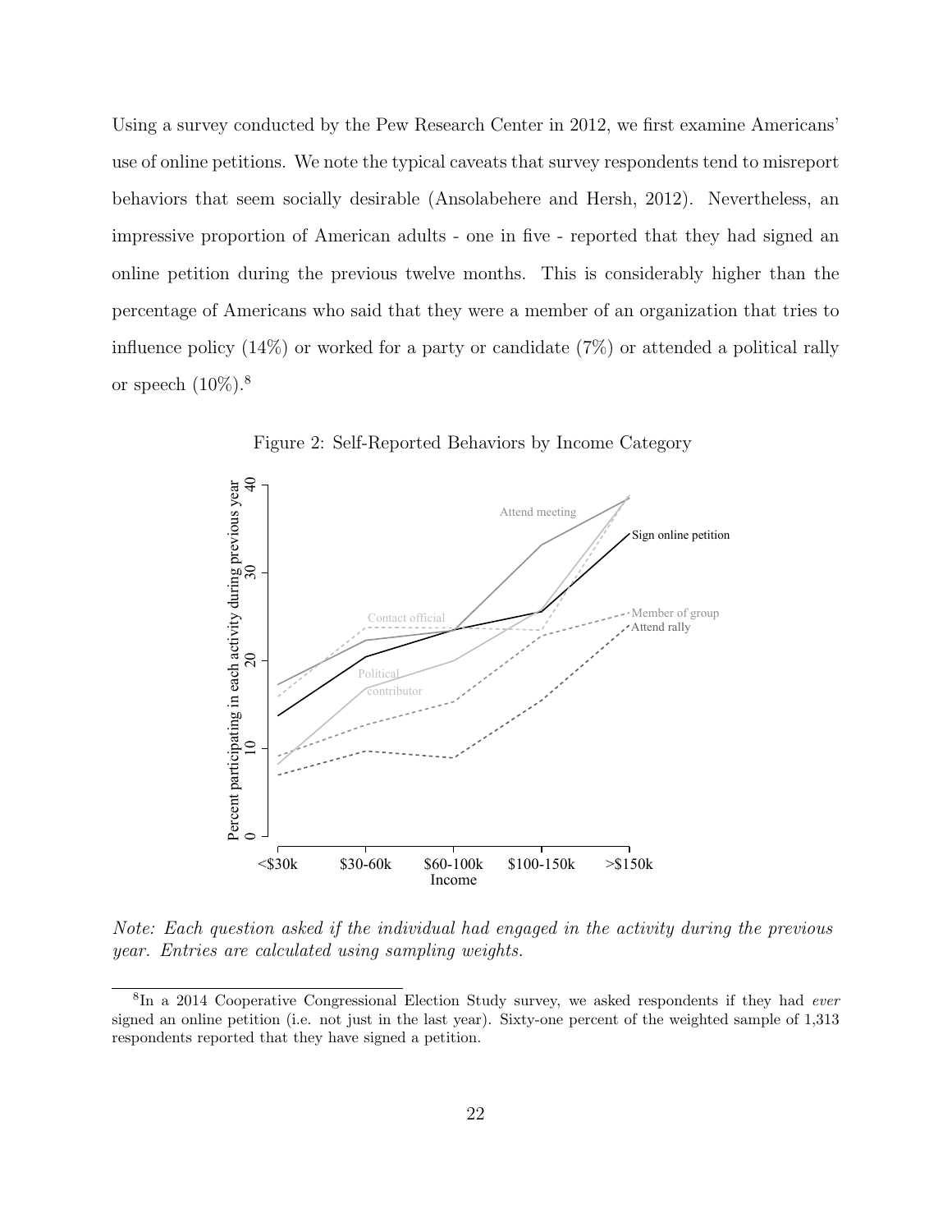Using a survey conducted by the Pew Research Center in 2012, we first examine Americans' use of online petitions. We note the typical caveats that survey respondents tend to misreport behaviors that seem socially desirable (Ansolabehere and Hersh, 2012). Nevertheless, an impressive proportion of American adults - one in five - reported that they had signed an online petition during the previous twelve months. This is considerably higher than the percentage of Americans who said that they were a member of an organization that tries to influence policy (14%) or worked for a party or candidate (7%) or attended a political rally or speech (10%).[8]

Figure 2: Self-Reported Behaviors by Income Category

*Note: Each question asked if the individual had engaged in the activity during the previous year. Entries are calculated using sampling weights.*

[8] In a 2014 Cooperative Congressional Election Study survey, we asked respondents if they had *ever* signed an online petition (i.e. not just in the last year). Sixty-one percent of the weighted sample of 1,313 respondents reported that they have signed a petition.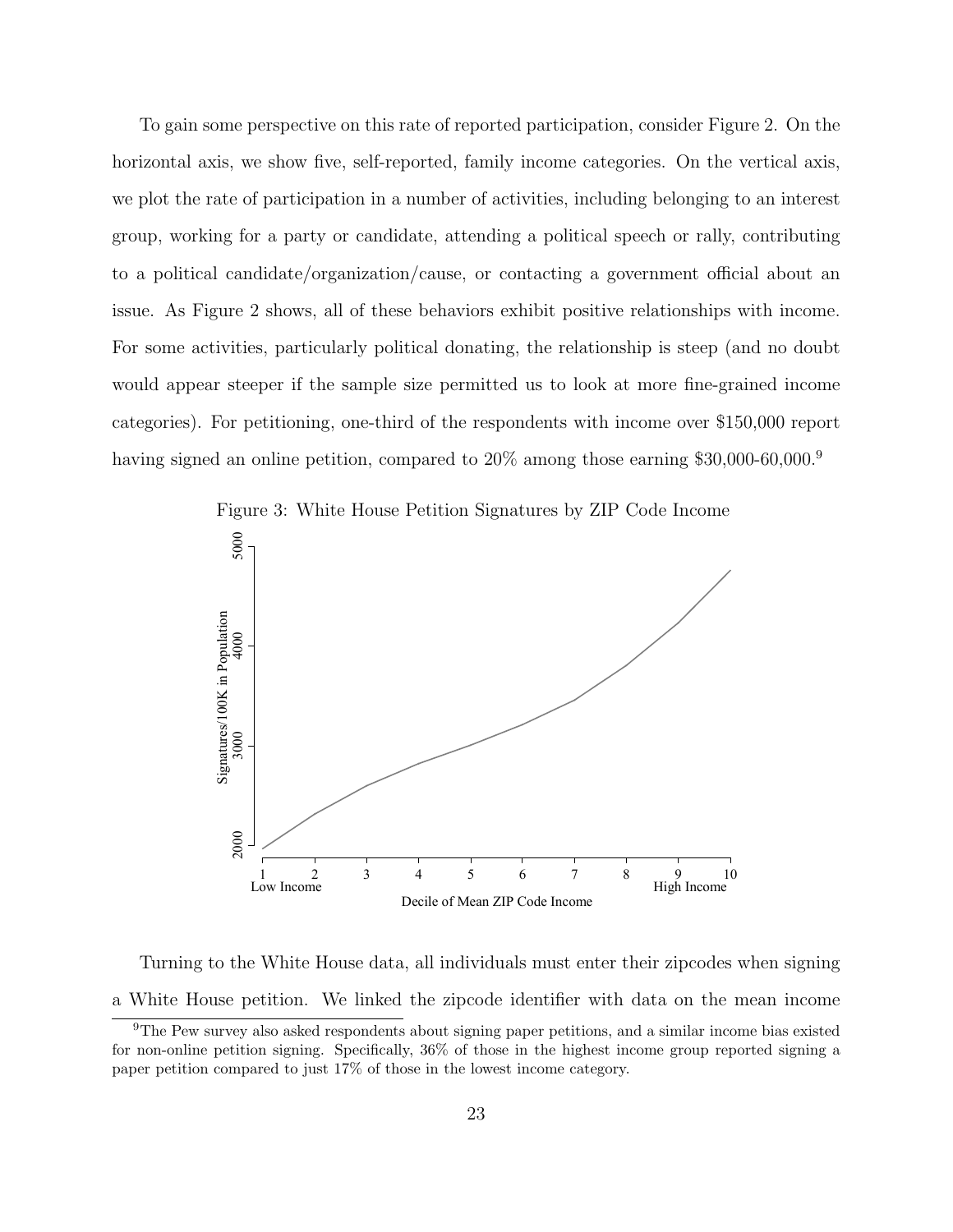To gain some perspective on this rate of reported participation, consider Figure 2. On the horizontal axis, we show five, self-reported, family income categories. On the vertical axis, we plot the rate of participation in a number of activities, including belonging to an interest group, working for a party or candidate, attending a political speech or rally, contributing to a political candidate/organization/cause, or contacting a government official about an issue. As Figure 2 shows, all of these behaviors exhibit positive relationships with income. For some activities, particularly political donating, the relationship is steep (and no doubt would appear steeper if the sample size permitted us to look at more fine-grained income categories). For petitioning, one-third of the respondents with income over \$150,000 report having signed an online petition, compared to 20% among those earning \$30,000-60,000.[9]

Figure 3: White House Petition Signatures by ZIP Code Income

Turning to the White House data, all individuals must enter their zipcodes when signing a White House petition. We linked the zipcode identifier with data on the mean income

[9]The Pew survey also asked respondents about signing paper petitions, and a similar income bias existed for non-online petition signing. Specifically, 36% of those in the highest income group reported signing a paper petition compared to just 17% of those in the lowest income category.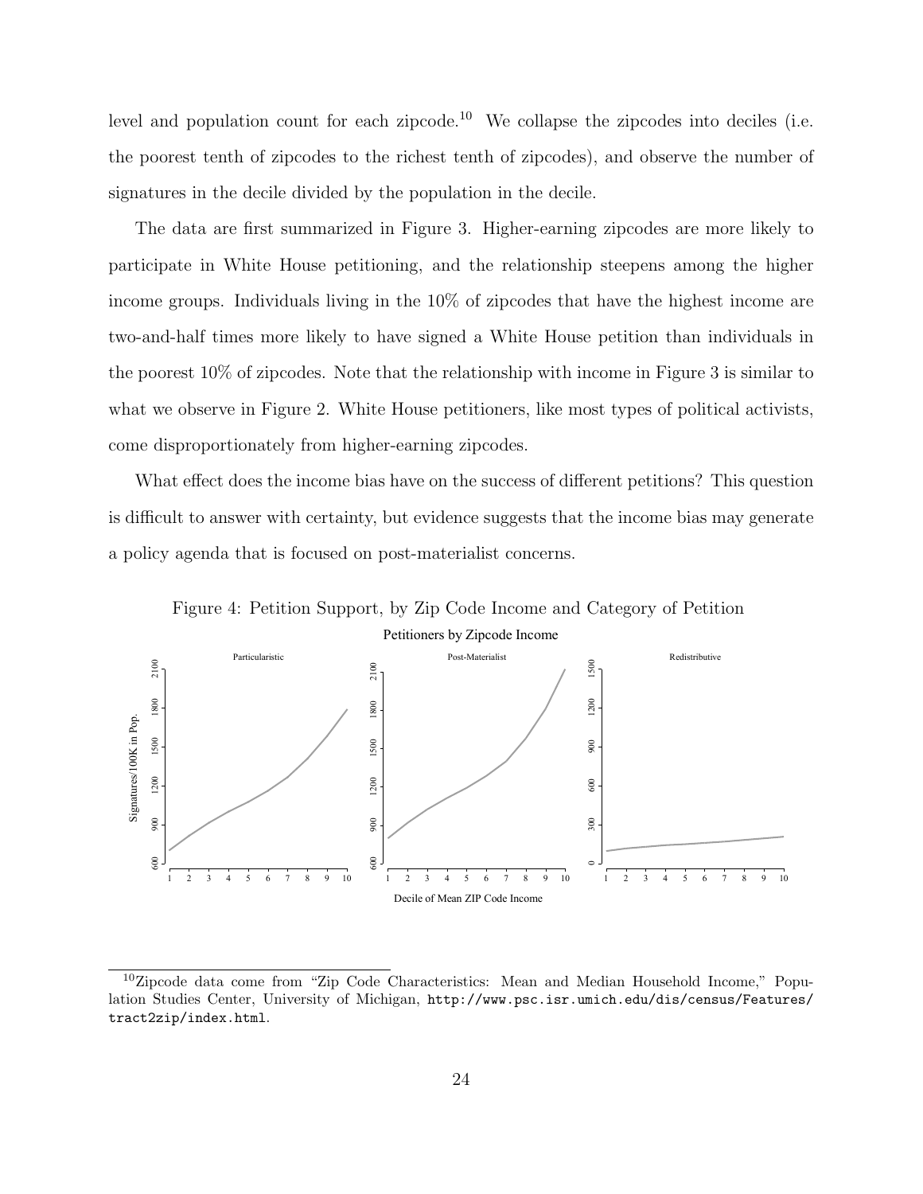level and population count for each zipcode.[10] We collapse the zipcodes into deciles (i.e. the poorest tenth of zipcodes to the richest tenth of zipcodes), and observe the number of signatures in the decile divided by the population in the decile.

The data are first summarized in Figure 3. Higher-earning zipcodes are more likely to participate in White House petitioning, and the relationship steepens among the higher income groups. Individuals living in the 10% of zipcodes that have the highest income are two-and-half times more likely to have signed a White House petition than individuals in the poorest 10% of zipcodes. Note that the relationship with income in Figure 3 is similar to what we observe in Figure 2. White House petitioners, like most types of political activists, come disproportionately from higher-earning zipcodes.

What effect does the income bias have on the success of different petitions? This question is difficult to answer with certainty, but evidence suggests that the income bias may generate a policy agenda that is focused on post-materialist concerns.

Figure 4: Petition Support, by Zip Code Income and Category of Petition

[10] Zipcode data come from "Zip Code Characteristics: Mean and Median Household Income," Population Studies Center, University of Michigan, http://www.psc.isr.umich.edu/dis/census/Features/tract2zip/index.html.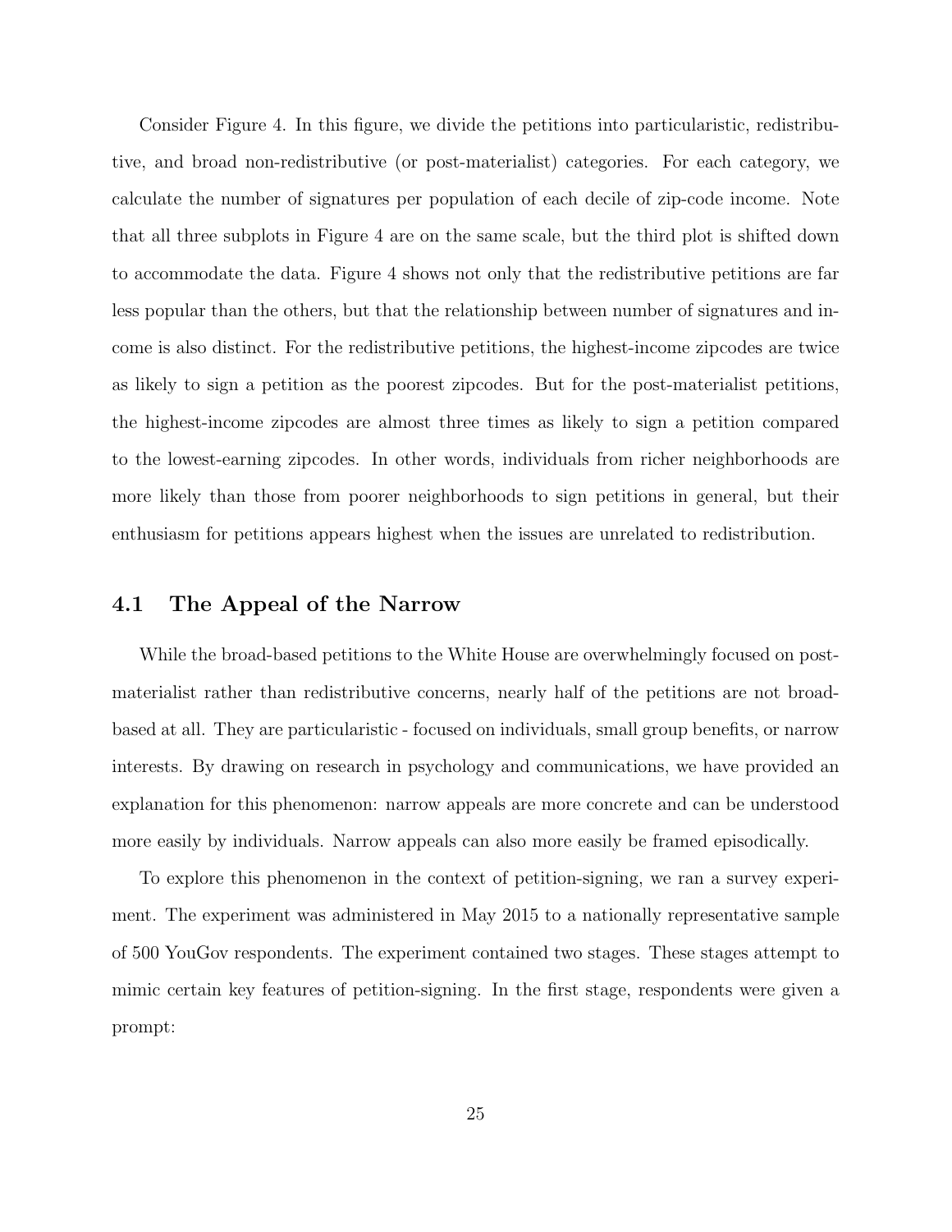Consider Figure 4. In this figure, we divide the petitions into particularistic, redistributive, and broad non-redistributive (or post-materialist) categories. For each category, we calculate the number of signatures per population of each decile of zip-code income. Note that all three subplots in Figure 4 are on the same scale, but the third plot is shifted down to accommodate the data. Figure 4 shows not only that the redistributive petitions are far less popular than the others, but that the relationship between number of signatures and income is also distinct. For the redistributive petitions, the highest-income zipcodes are twice as likely to sign a petition as the poorest zipcodes. But for the post-materialist petitions, the highest-income zipcodes are almost three times as likely to sign a petition compared to the lowest-earning zipcodes. In other words, individuals from richer neighborhoods are more likely than those from poorer neighborhoods to sign petitions in general, but their enthusiasm for petitions appears highest when the issues are unrelated to redistribution.

## 4.1 The Appeal of the Narrow

While the broad-based petitions to the White House are overwhelmingly focused on post-materialist rather than redistributive concerns, nearly half of the petitions are not broad-based at all. They are particularistic - focused on individuals, small group benefits, or narrow interests. By drawing on research in psychology and communications, we have provided an explanation for this phenomenon: narrow appeals are more concrete and can be understood more easily by individuals. Narrow appeals can also more easily be framed episodically.

To explore this phenomenon in the context of petition-signing, we ran a survey experiment. The experiment was administered in May 2015 to a nationally representative sample of 500 YouGov respondents. The experiment contained two stages. These stages attempt to mimic certain key features of petition-signing. In the first stage, respondents were given a prompt: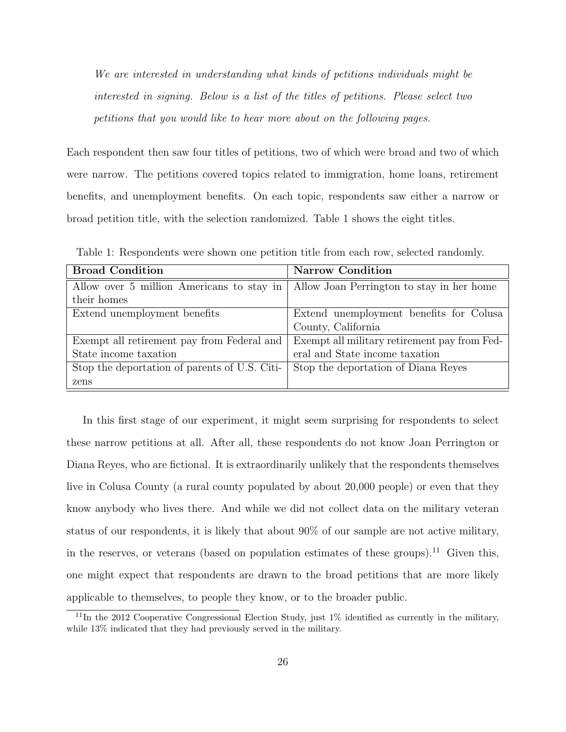*We are interested in understanding what kinds of petitions individuals might be interested in signing. Below is a list of the titles of petitions. Please select two petitions that you would like to hear more about on the following pages.*

Each respondent then saw four titles of petitions, two of which were broad and two of which were narrow. The petitions covered topics related to immigration, home loans, retirement benefits, and unemployment benefits. On each topic, respondents saw either a narrow or broad petition title, with the selection randomized. Table 1 shows the eight titles.

Table 1: Respondents were shown one petition title from each row, selected randomly.

| **Broad Condition** | **Narrow Condition** |
| --- | --- |
| Allow over 5 million Americans to stay in their homes | Allow Joan Perrington to stay in her home |
| Extend unemployment benefits | Extend unemployment benefits for Colusa County, California |
| Exempt all retirement pay from Federal and State income taxation | Exempt all military retirement pay from Federal and State income taxation |
| Stop the deportation of parents of U.S. Citizens | Stop the deportation of Diana Reyes |

In this first stage of our experiment, it might seem surprising for respondents to select these narrow petitions at all. After all, these respondents do not know Joan Perrington or Diana Reyes, who are fictional. It is extraordinarily unlikely that the respondents themselves live in Colusa County (a rural county populated by about 20,000 people) or even that they know anybody who lives there. And while we did not collect data on the military veteran status of our respondents, it is likely that about 90% of our sample are not active military, in the reserves, or veterans (based on population estimates of these groups).[11] Given this, one might expect that respondents are drawn to the broad petitions that are more likely applicable to themselves, to people they know, or to the broader public.

[11] In the 2012 Cooperative Congressional Election Study, just 1% identified as currently in the military, while 13% indicated that they had previously served in the military.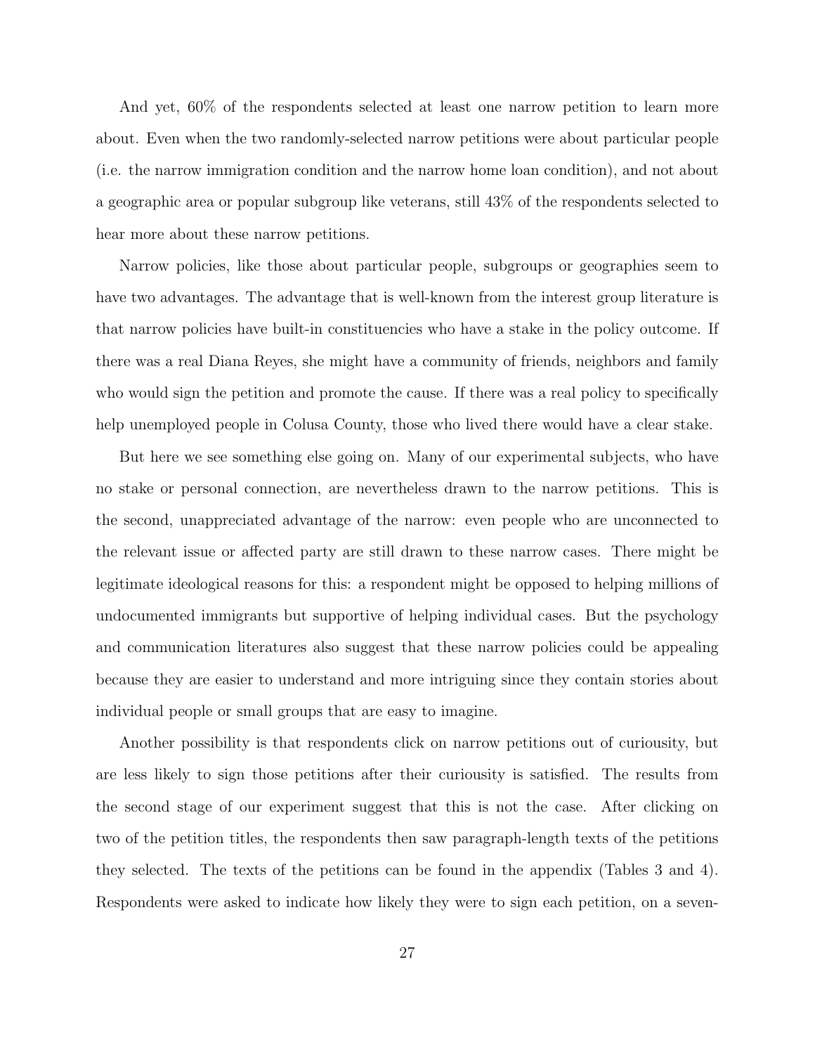And yet, 60% of the respondents selected at least one narrow petition to learn more about. Even when the two randomly-selected narrow petitions were about particular people (i.e. the narrow immigration condition and the narrow home loan condition), and not about a geographic area or popular subgroup like veterans, still 43% of the respondents selected to hear more about these narrow petitions.

Narrow policies, like those about particular people, subgroups or geographies seem to have two advantages. The advantage that is well-known from the interest group literature is that narrow policies have built-in constituencies who have a stake in the policy outcome. If there was a real Diana Reyes, she might have a community of friends, neighbors and family who would sign the petition and promote the cause. If there was a real policy to specifically help unemployed people in Colusa County, those who lived there would have a clear stake.

But here we see something else going on. Many of our experimental subjects, who have no stake or personal connection, are nevertheless drawn to the narrow petitions. This is the second, unappreciated advantage of the narrow: even people who are unconnected to the relevant issue or affected party are still drawn to these narrow cases. There might be legitimate ideological reasons for this: a respondent might be opposed to helping millions of undocumented immigrants but supportive of helping individual cases. But the psychology and communication literatures also suggest that these narrow policies could be appealing because they are easier to understand and more intriguing since they contain stories about individual people or small groups that are easy to imagine.

Another possibility is that respondents click on narrow petitions out of curiousity, but are less likely to sign those petitions after their curiousity is satisfied. The results from the second stage of our experiment suggest that this is not the case. After clicking on two of the petition titles, the respondents then saw paragraph-length texts of the petitions they selected. The texts of the petitions can be found in the appendix (Tables 3 and 4). Respondents were asked to indicate how likely they were to sign each petition, on a seven-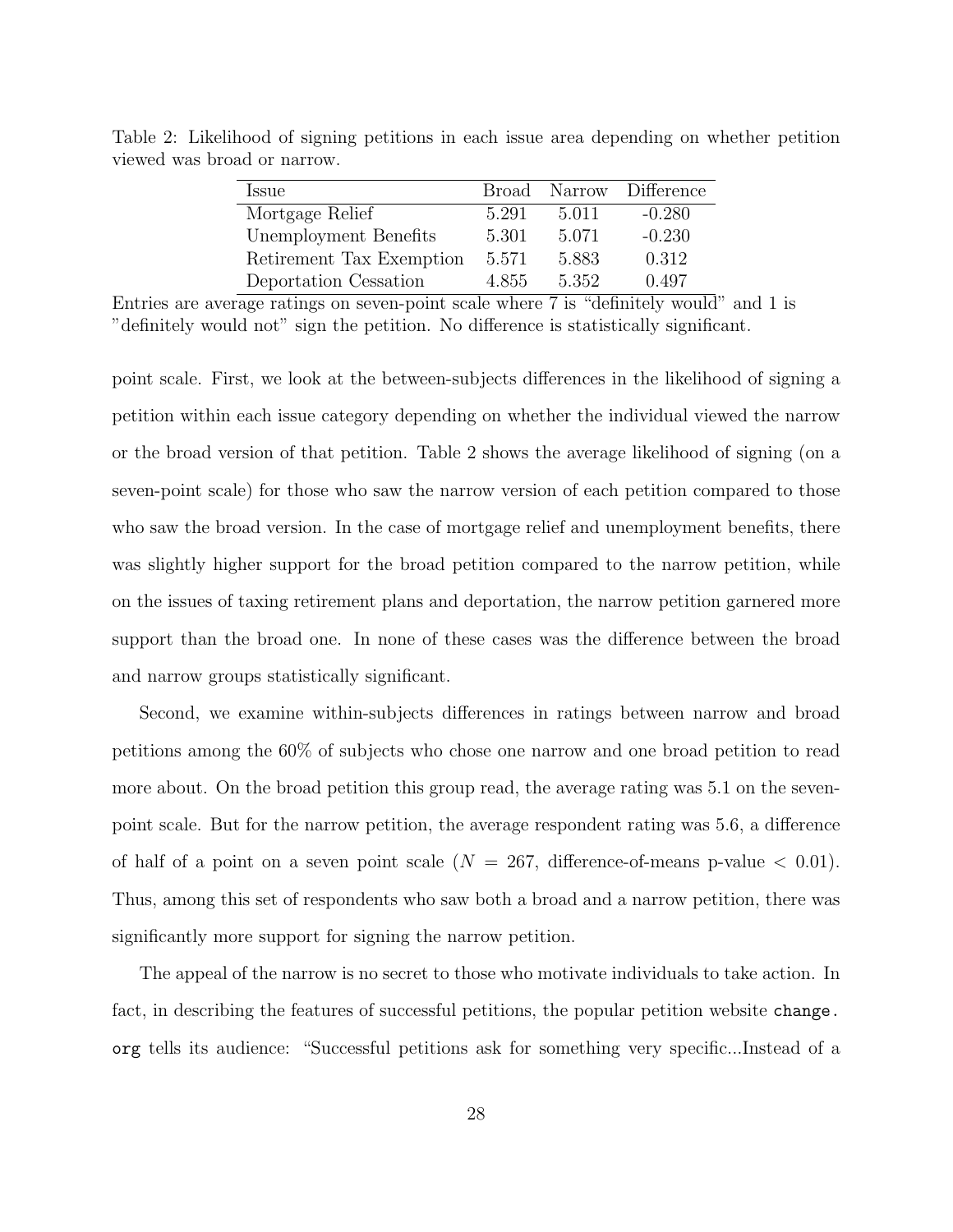Table 2: Likelihood of signing petitions in each issue area depending on whether petition viewed was broad or narrow.

| Issue | Broad | Narrow | Difference |
| --- | --- | --- | --- |
| Mortgage Relief | 5.291 | 5.011 | -0.280 |
| Unemployment Benefits | 5.301 | 5.071 | -0.230 |
| Retirement Tax Exemption | 5.571 | 5.883 | 0.312 |
| Deportation Cessation | 4.855 | 5.352 | 0.497 |

Entries are average ratings on seven-point scale where 7 is "definitely would" and 1 is "definitely would not" sign the petition. No difference is statistically significant.

point scale. First, we look at the between-subjects differences in the likelihood of signing a petition within each issue category depending on whether the individual viewed the narrow or the broad version of that petition. Table 2 shows the average likelihood of signing (on a seven-point scale) for those who saw the narrow version of each petition compared to those who saw the broad version. In the case of mortgage relief and unemployment benefits, there was slightly higher support for the broad petition compared to the narrow petition, while on the issues of taxing retirement plans and deportation, the narrow petition garnered more support than the broad one. In none of these cases was the difference between the broad and narrow groups statistically significant.

Second, we examine within-subjects differences in ratings between narrow and broad petitions among the 60% of subjects who chose one narrow and one broad petition to read more about. On the broad petition this group read, the average rating was 5.1 on the seven-point scale. But for the narrow petition, the average respondent rating was 5.6, a difference of half of a point on a seven point scale ($N = 267$, difference-of-means p-value $< 0.01$). Thus, among this set of respondents who saw both a broad and a narrow petition, there was significantly more support for signing the narrow petition.

The appeal of the narrow is no secret to those who motivate individuals to take action. In fact, in describing the features of successful petitions, the popular petition website `change.org` tells its audience: "Successful petitions ask for something very specific...Instead of a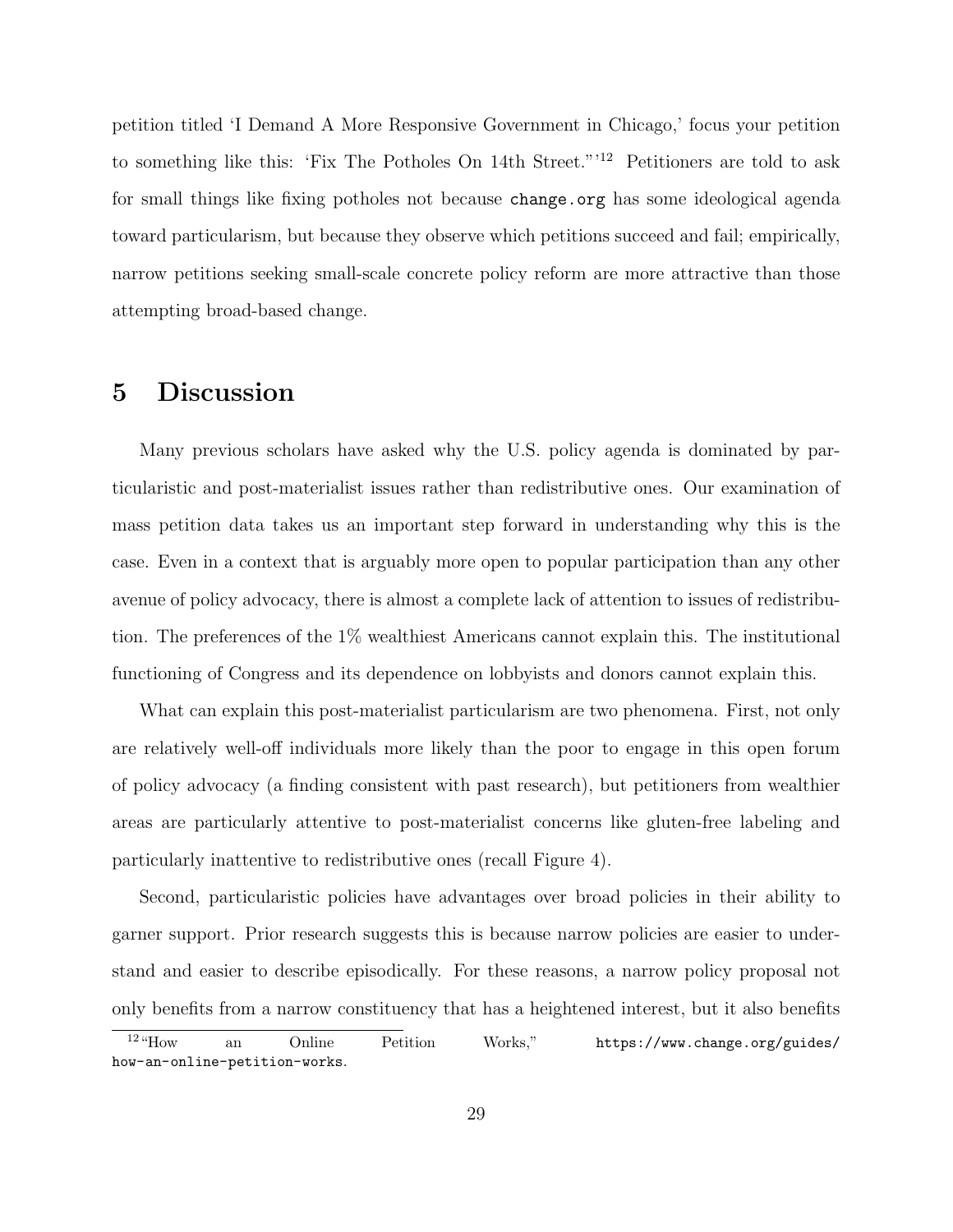petition titled 'I Demand A More Responsive Government in Chicago,' focus your petition to something like this: 'Fix The Potholes On 14th Street."'[12] Petitioners are told to ask for small things like fixing potholes not because `change.org` has some ideological agenda toward particularism, but because they observe which petitions succeed and fail; empirically, narrow petitions seeking small-scale concrete policy reform are more attractive than those attempting broad-based change.

# 5 Discussion

Many previous scholars have asked why the U.S. policy agenda is dominated by particularistic and post-materialist issues rather than redistributive ones. Our examination of mass petition data takes us an important step forward in understanding why this is the case. Even in a context that is arguably more open to popular participation than any other avenue of policy advocacy, there is almost a complete lack of attention to issues of redistribution. The preferences of the 1% wealthiest Americans cannot explain this. The institutional functioning of Congress and its dependence on lobbyists and donors cannot explain this.

What can explain this post-materialist particularism are two phenomena. First, not only are relatively well-off individuals more likely than the poor to engage in this open forum of policy advocacy (a finding consistent with past research), but petitioners from wealthier areas are particularly attentive to post-materialist concerns like gluten-free labeling and particularly inattentive to redistributive ones (recall Figure 4).

Second, particularistic policies have advantages over broad policies in their ability to garner support. Prior research suggests this is because narrow policies are easier to understand and easier to describe episodically. For these reasons, a narrow policy proposal not only benefits from a narrow constituency that has a heightened interest, but it also benefits

[12] "How an Online Petition Works," `https://www.change.org/guides/how-an-online-petition-works`.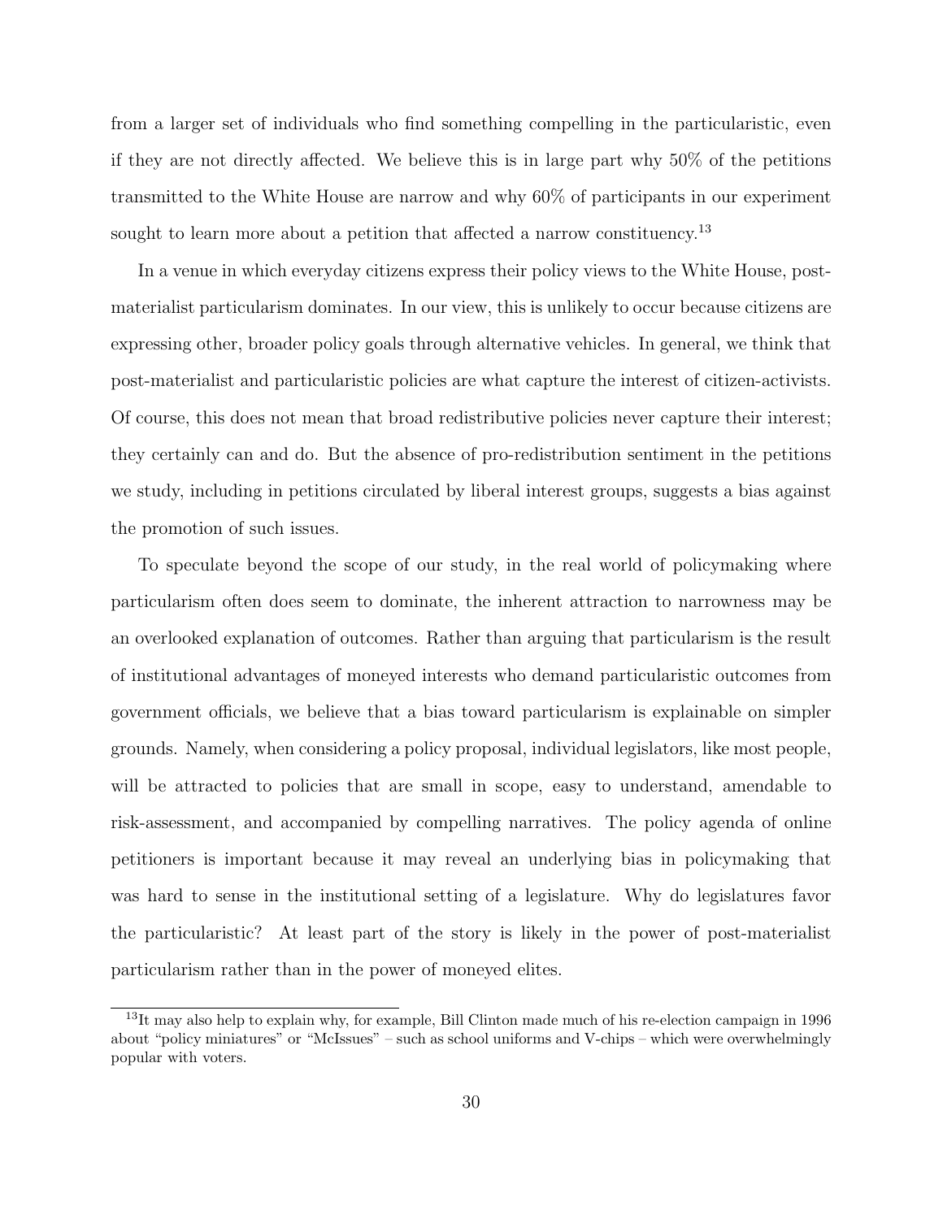from a larger set of individuals who find something compelling in the particularistic, even if they are not directly affected. We believe this is in large part why 50% of the petitions transmitted to the White House are narrow and why 60% of participants in our experiment sought to learn more about a petition that affected a narrow constituency.[13]

In a venue in which everyday citizens express their policy views to the White House, post-materialist particularism dominates. In our view, this is unlikely to occur because citizens are expressing other, broader policy goals through alternative vehicles. In general, we think that post-materialist and particularistic policies are what capture the interest of citizen-activists. Of course, this does not mean that broad redistributive policies never capture their interest; they certainly can and do. But the absence of pro-redistribution sentiment in the petitions we study, including in petitions circulated by liberal interest groups, suggests a bias against the promotion of such issues.

To speculate beyond the scope of our study, in the real world of policymaking where particularism often does seem to dominate, the inherent attraction to narrowness may be an overlooked explanation of outcomes. Rather than arguing that particularism is the result of institutional advantages of moneyed interests who demand particularistic outcomes from government officials, we believe that a bias toward particularism is explainable on simpler grounds. Namely, when considering a policy proposal, individual legislators, like most people, will be attracted to policies that are small in scope, easy to understand, amendable to risk-assessment, and accompanied by compelling narratives. The policy agenda of online petitioners is important because it may reveal an underlying bias in policymaking that was hard to sense in the institutional setting of a legislature. Why do legislatures favor the particularistic? At least part of the story is likely in the power of post-materialist particularism rather than in the power of moneyed elites.

[13] It may also help to explain why, for example, Bill Clinton made much of his re-election campaign in 1996 about "policy miniatures" or "McIssues" – such as school uniforms and V-chips – which were overwhelmingly popular with voters.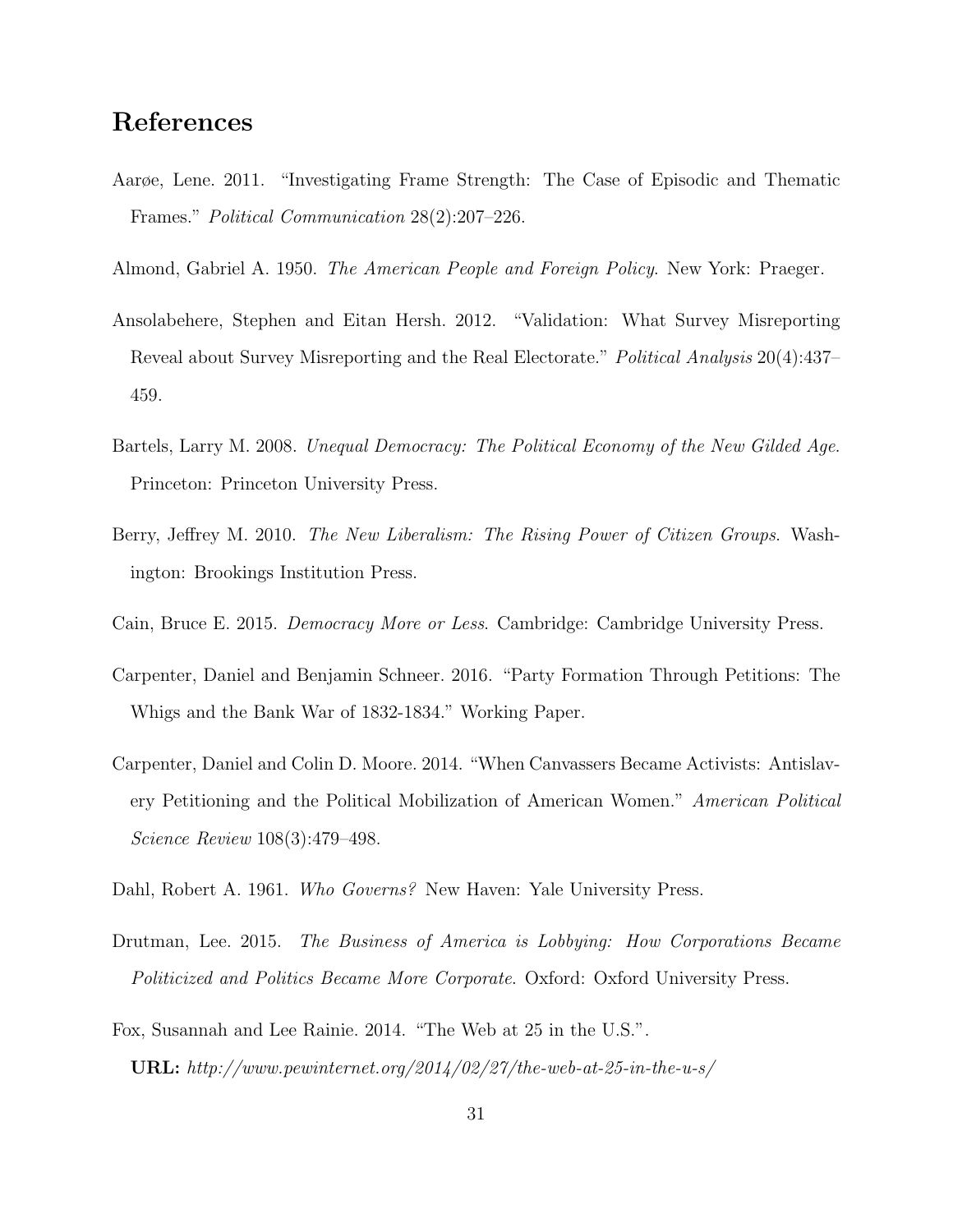# References

Aarøe, Lene. 2011. "Investigating Frame Strength: The Case of Episodic and Thematic Frames." *Political Communication* 28(2):207–226.

Almond, Gabriel A. 1950. *The American People and Foreign Policy*. New York: Praeger.

Ansolabehere, Stephen and Eitan Hersh. 2012. "Validation: What Survey Misreporting Reveal about Survey Misreporting and the Real Electorate." *Political Analysis* 20(4):437–459.

Bartels, Larry M. 2008. *Unequal Democracy: The Political Economy of the New Gilded Age*. Princeton: Princeton University Press.

Berry, Jeffrey M. 2010. *The New Liberalism: The Rising Power of Citizen Groups*. Washington: Brookings Institution Press.

Cain, Bruce E. 2015. *Democracy More or Less*. Cambridge: Cambridge University Press.

Carpenter, Daniel and Benjamin Schneer. 2016. "Party Formation Through Petitions: The Whigs and the Bank War of 1832-1834." Working Paper.

Carpenter, Daniel and Colin D. Moore. 2014. "When Canvassers Became Activists: Antislavery Petitioning and the Political Mobilization of American Women." *American Political Science Review* 108(3):479–498.

Dahl, Robert A. 1961. *Who Governs?* New Haven: Yale University Press.

Drutman, Lee. 2015. *The Business of America is Lobbying: How Corporations Became Politicized and Politics Became More Corporate*. Oxford: Oxford University Press.

Fox, Susannah and Lee Rainie. 2014. "The Web at 25 in the U.S.".
**URL:** *http://www.pewinternet.org/2014/02/27/the-web-at-25-in-the-u-s/*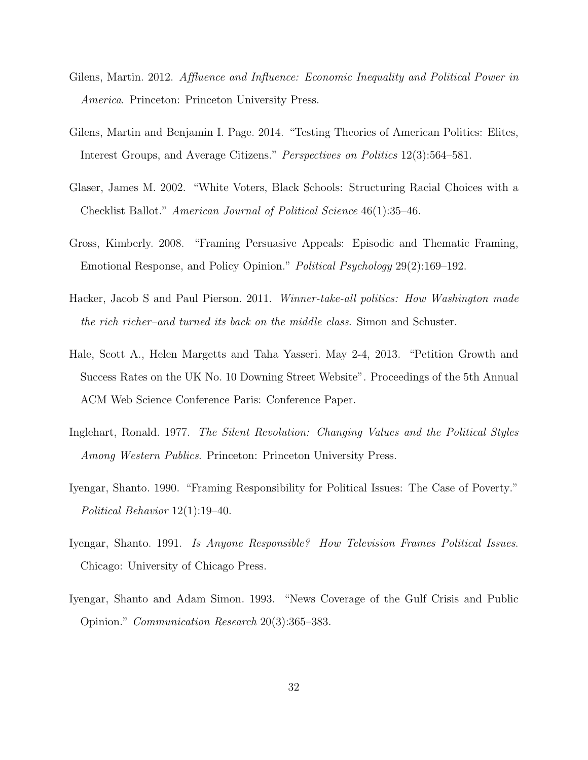Gilens, Martin. 2012. *Affluence and Influence: Economic Inequality and Political Power in America*. Princeton: Princeton University Press.

Gilens, Martin and Benjamin I. Page. 2014. "Testing Theories of American Politics: Elites, Interest Groups, and Average Citizens." *Perspectives on Politics* 12(3):564–581.

Glaser, James M. 2002. "White Voters, Black Schools: Structuring Racial Choices with a Checklist Ballot." *American Journal of Political Science* 46(1):35–46.

Gross, Kimberly. 2008. "Framing Persuasive Appeals: Episodic and Thematic Framing, Emotional Response, and Policy Opinion." *Political Psychology* 29(2):169–192.

Hacker, Jacob S and Paul Pierson. 2011. *Winner-take-all politics: How Washington made the rich richer–and turned its back on the middle class*. Simon and Schuster.

Hale, Scott A., Helen Margetts and Taha Yasseri. May 2-4, 2013. "Petition Growth and Success Rates on the UK No. 10 Downing Street Website". Proceedings of the 5th Annual ACM Web Science Conference Paris: Conference Paper.

Inglehart, Ronald. 1977. *The Silent Revolution: Changing Values and the Political Styles Among Western Publics*. Princeton: Princeton University Press.

Iyengar, Shanto. 1990. "Framing Responsibility for Political Issues: The Case of Poverty." *Political Behavior* 12(1):19–40.

Iyengar, Shanto. 1991. *Is Anyone Responsible? How Television Frames Political Issues*. Chicago: University of Chicago Press.

Iyengar, Shanto and Adam Simon. 1993. "News Coverage of the Gulf Crisis and Public Opinion." *Communication Research* 20(3):365–383.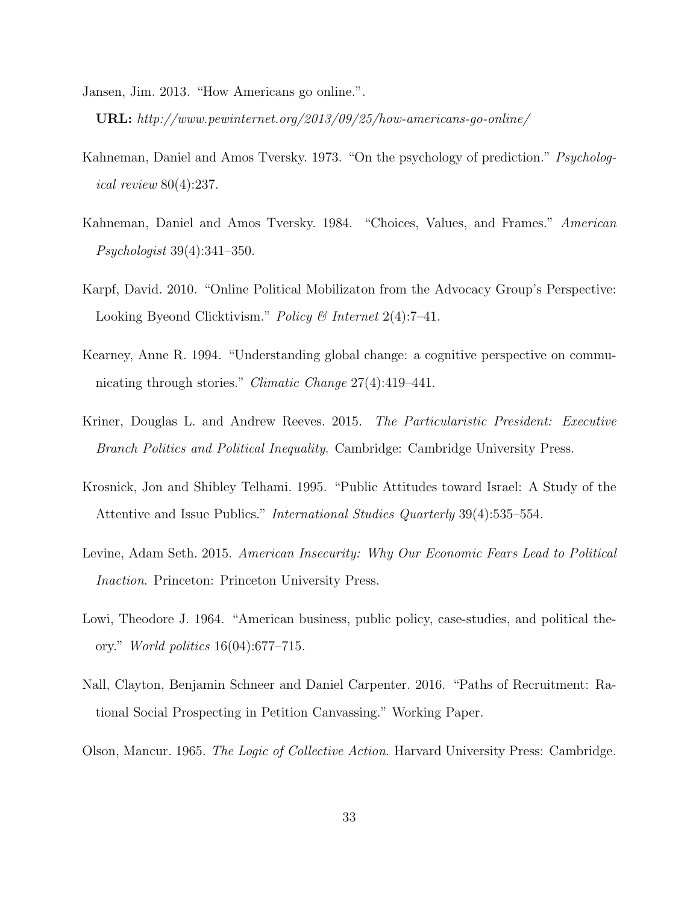Jansen, Jim. 2013. "How Americans go online.".

**URL:** *http://www.pewinternet.org/2013/09/25/how-americans-go-online/*

Kahneman, Daniel and Amos Tversky. 1973. "On the psychology of prediction." *Psychological review* 80(4):237.

Kahneman, Daniel and Amos Tversky. 1984. "Choices, Values, and Frames." *American Psychologist* 39(4):341–350.

Karpf, David. 2010. "Online Political Mobilizaton from the Advocacy Group's Perspective: Looking Byeond Clicktivism." *Policy & Internet* 2(4):7–41.

Kearney, Anne R. 1994. "Understanding global change: a cognitive perspective on communicating through stories." *Climatic Change* 27(4):419–441.

Kriner, Douglas L. and Andrew Reeves. 2015. *The Particularistic President: Executive Branch Politics and Political Inequality*. Cambridge: Cambridge University Press.

Krosnick, Jon and Shibley Telhami. 1995. "Public Attitudes toward Israel: A Study of the Attentive and Issue Publics." *International Studies Quarterly* 39(4):535–554.

Levine, Adam Seth. 2015. *American Insecurity: Why Our Economic Fears Lead to Political Inaction*. Princeton: Princeton University Press.

Lowi, Theodore J. 1964. "American business, public policy, case-studies, and political theory." *World politics* 16(04):677–715.

Nall, Clayton, Benjamin Schneer and Daniel Carpenter. 2016. "Paths of Recruitment: Rational Social Prospecting in Petition Canvassing." Working Paper.

Olson, Mancur. 1965. *The Logic of Collective Action*. Harvard University Press: Cambridge.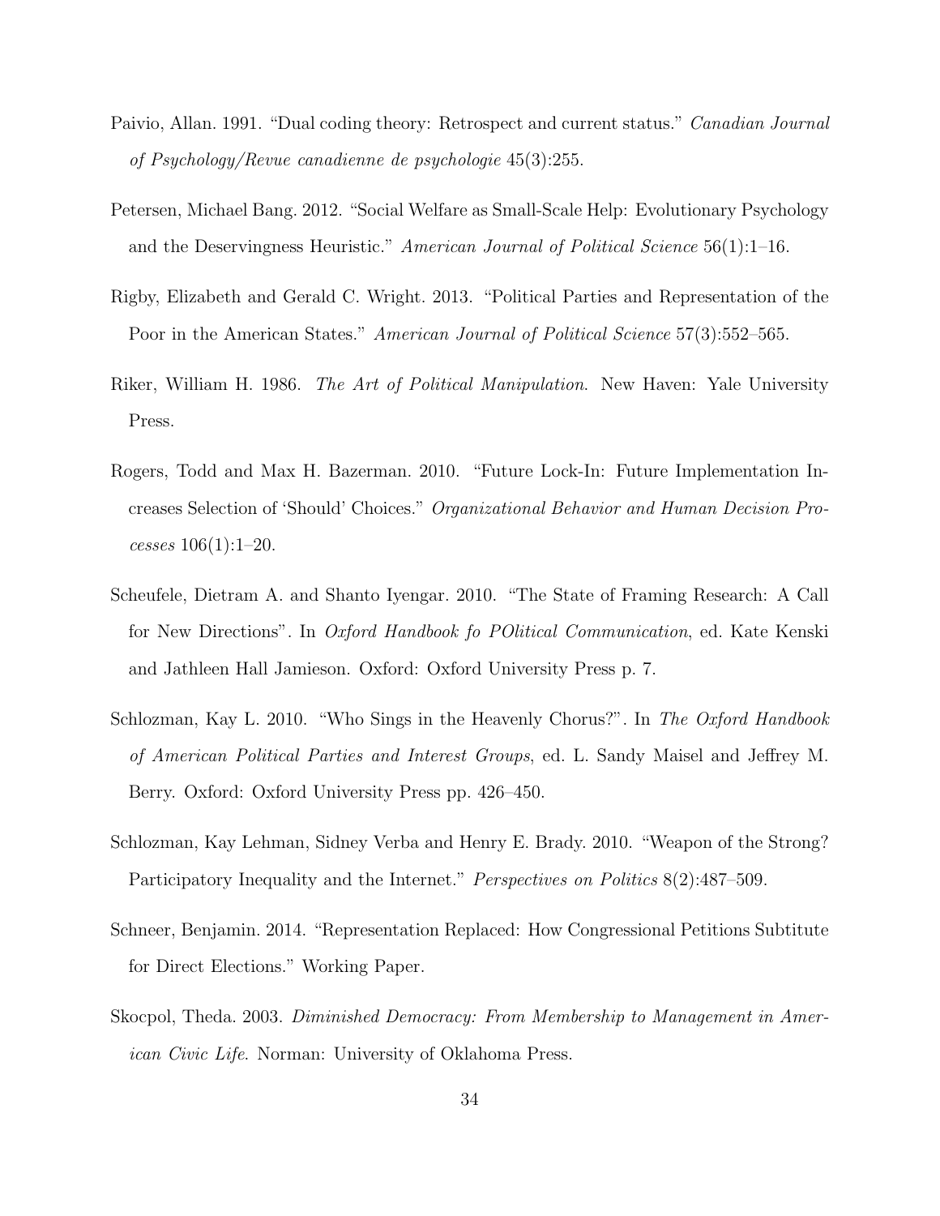Paivio, Allan. 1991. "Dual coding theory: Retrospect and current status." *Canadian Journal of Psychology/Revue canadienne de psychologie* 45(3):255.

Petersen, Michael Bang. 2012. "Social Welfare as Small-Scale Help: Evolutionary Psychology and the Deservingness Heuristic." *American Journal of Political Science* 56(1):1–16.

Rigby, Elizabeth and Gerald C. Wright. 2013. "Political Parties and Representation of the Poor in the American States." *American Journal of Political Science* 57(3):552–565.

Riker, William H. 1986. *The Art of Political Manipulation*. New Haven: Yale University Press.

Rogers, Todd and Max H. Bazerman. 2010. "Future Lock-In: Future Implementation Increases Selection of 'Should' Choices." *Organizational Behavior and Human Decision Processes* 106(1):1–20.

Scheufele, Dietram A. and Shanto Iyengar. 2010. "The State of Framing Research: A Call for New Directions". In *Oxford Handbook fo POlitical Communication*, ed. Kate Kenski and Jathleen Hall Jamieson. Oxford: Oxford University Press p. 7.

Schlozman, Kay L. 2010. "Who Sings in the Heavenly Chorus?". In *The Oxford Handbook of American Political Parties and Interest Groups*, ed. L. Sandy Maisel and Jeffrey M. Berry. Oxford: Oxford University Press pp. 426–450.

Schlozman, Kay Lehman, Sidney Verba and Henry E. Brady. 2010. "Weapon of the Strong? Participatory Inequality and the Internet." *Perspectives on Politics* 8(2):487–509.

Schneer, Benjamin. 2014. "Representation Replaced: How Congressional Petitions Subtitute for Direct Elections." Working Paper.

Skocpol, Theda. 2003. *Diminished Democracy: From Membership to Management in American Civic Life*. Norman: University of Oklahoma Press.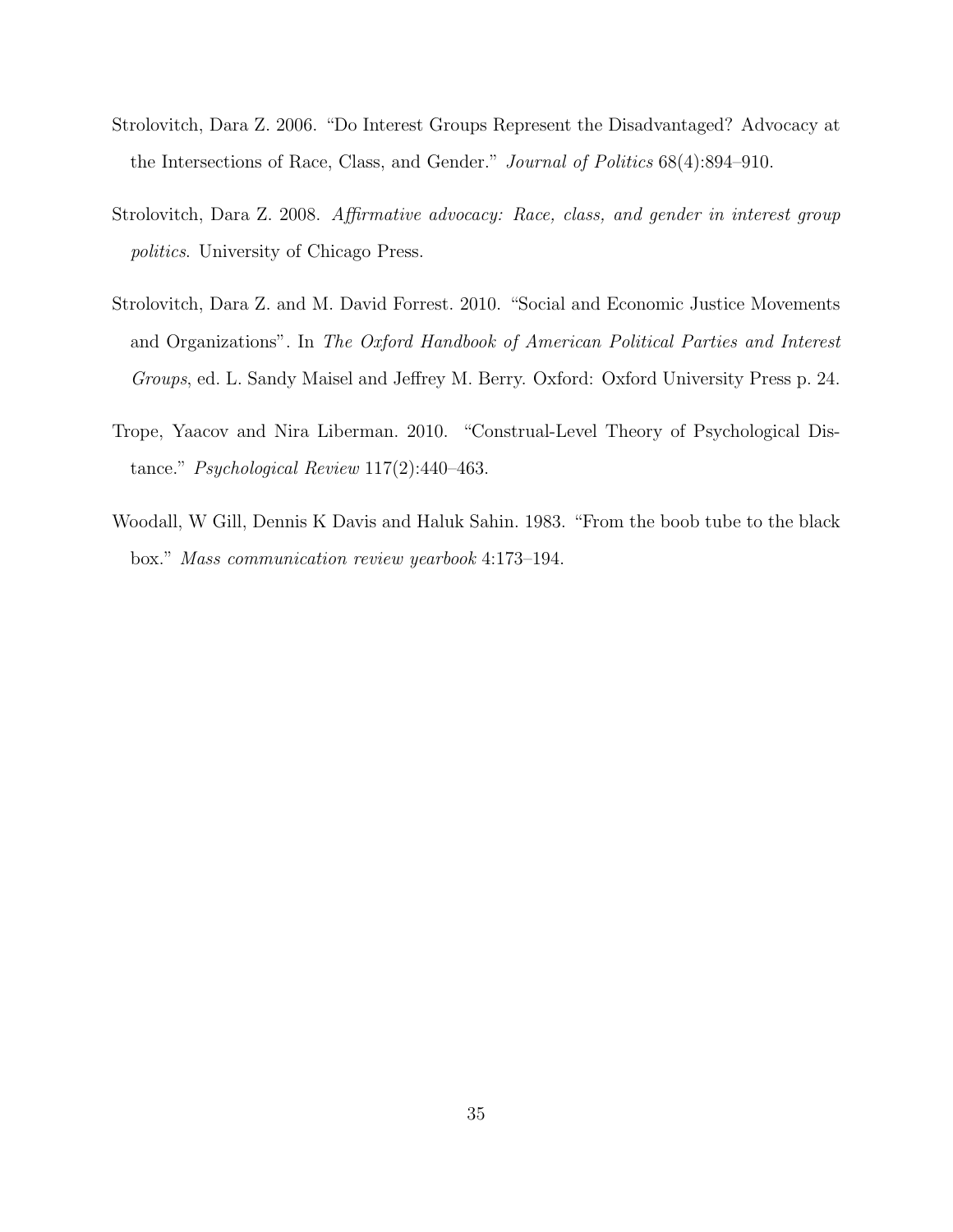Strolovitch, Dara Z. 2006. "Do Interest Groups Represent the Disadvantaged? Advocacy at the Intersections of Race, Class, and Gender." *Journal of Politics* 68(4):894–910.

Strolovitch, Dara Z. 2008. *Affirmative advocacy: Race, class, and gender in interest group politics*. University of Chicago Press.

Strolovitch, Dara Z. and M. David Forrest. 2010. "Social and Economic Justice Movements and Organizations". In *The Oxford Handbook of American Political Parties and Interest Groups*, ed. L. Sandy Maisel and Jeffrey M. Berry. Oxford: Oxford University Press p. 24.

Trope, Yaacov and Nira Liberman. 2010. "Construal-Level Theory of Psychological Distance." *Psychological Review* 117(2):440–463.

Woodall, W Gill, Dennis K Davis and Haluk Sahin. 1983. "From the boob tube to the black box." *Mass communication review yearbook* 4:173–194.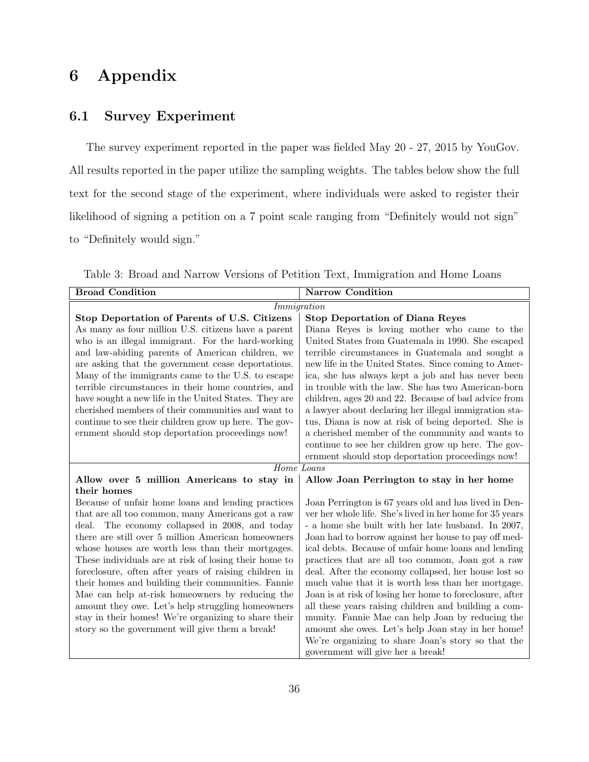# 6 Appendix

## 6.1 Survey Experiment

The survey experiment reported in the paper was fielded May 20 - 27, 2015 by YouGov. All results reported in the paper utilize the sampling weights. The tables below show the full text for the second stage of the experiment, where individuals were asked to register their likelihood of signing a petition on a 7 point scale ranging from "Definitely would not sign" to "Definitely would sign."

Table 3: Broad and Narrow Versions of Petition Text, Immigration and Home Loans

| **Broad Condition** | **Narrow Condition** |
|---|---|
| *Immigration* | |
| **Stop Deportation of Parents of U.S. Citizens** As many as four million U.S. citizens have a parent who is an illegal immigrant. For the hard-working and law-abiding parents of American children, we are asking that the government cease deportations. Many of the immigrants came to the U.S. to escape terrible circumstances in their home countries, and have sought a new life in the United States. They are cherished members of their communities and want to continue to see their children grow up here. The government should stop deportation proceedings now! | **Stop Deportation of Diana Reyes** Diana Reyes is loving mother who came to the United States from Guatemala in 1990. She escaped terrible circumstances in Guatemala and sought a new life in the United States. Since coming to America, she has always kept a job and has never been in trouble with the law. She has two American-born children, ages 20 and 22. Because of bad advice from a lawyer about declaring her illegal immigration status, Diana is now at risk of being deported. She is a cherished member of the community and wants to continue to see her children grow up here. The government should stop deportation proceedings now! |
| *Home Loans* | |
| **Allow over 5 million Americans to stay in their homes** Because of unfair home loans and lending practices that are all too common, many Americans got a raw deal. The economy collapsed in 2008, and today there are still over 5 million American homeowners whose houses are worth less than their mortgages. These individuals are at risk of losing their home to foreclosure, often after years of raising children in their homes and building their communities. Fannie Mae can help at-risk homeowners by reducing the amount they owe. Let's help struggling homeowners stay in their homes! We're organizing to share their story so the government will give them a break! | **Allow Joan Perrington to stay in her home** Joan Perrington is 67 years old and has lived in Denver her whole life. She's lived in her home for 35 years - a home she built with her late husband. In 2007, Joan had to borrow against her house to pay off medical debts. Because of unfair home loans and lending practices that are all too common, Joan got a raw deal. After the economy collapsed, her house lost so much value that it is worth less than her mortgage. Joan is at risk of losing her home to foreclosure, after all these years raising children and building a community. Fannie Mae can help Joan by reducing the amount she owes. Let's help Joan stay in her home! We're organizing to share Joan's story so that the government will give her a break! |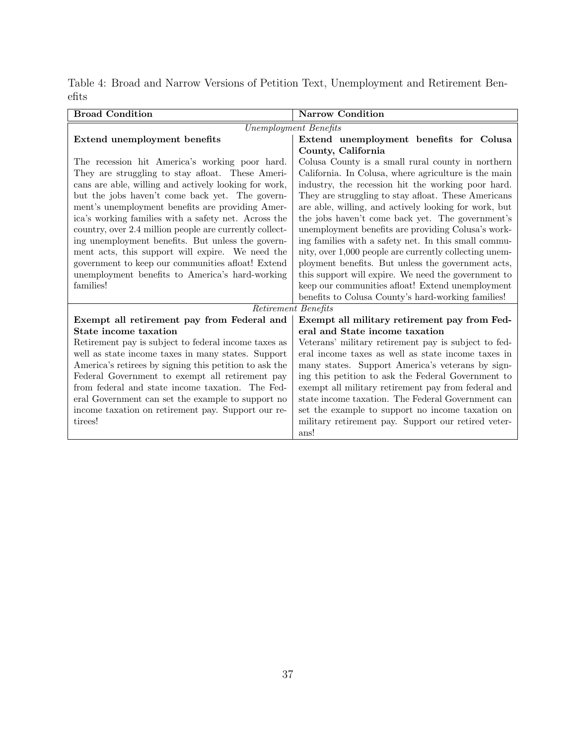Table 4: Broad and Narrow Versions of Petition Text, Unemployment and Retirement Benefits

| Broad Condition | Narrow Condition |
|---|---|
| *Unemployment Benefits* | |
| **Extend unemployment benefits**<br><br>The recession hit America's working poor hard. They are struggling to stay afloat. These Americans are able, willing and actively looking for work, but the jobs haven't come back yet. The government's unemployment benefits are providing America's working families with a safety net. Across the country, over 2.4 million people are currently collecting unemployment benefits. But unless the government acts, this support will expire. We need the government to keep our communities afloat! Extend unemployment benefits to America's hard-working families! | **Extend unemployment benefits for Colusa County, California**<br>Colusa County is a small rural county in northern California. In Colusa, where agriculture is the main industry, the recession hit the working poor hard. They are struggling to stay afloat. These Americans are able, willing, and actively looking for work, but the jobs haven't come back yet. The government's unemployment benefits are providing Colusa's working families with a safety net. In this small community, over 1,000 people are currently collecting unemployment benefits. But unless the government acts, this support will expire. We need the government to keep our communities afloat! Extend unemployment benefits to Colusa County's hard-working families! |
| *Retirement Benefits* | |
| **Exempt all retirement pay from Federal and State income taxation**<br>Retirement pay is subject to federal income taxes as well as state income taxes in many states. Support America's retirees by signing this petition to ask the Federal Government to exempt all retirement pay from federal and state income taxation. The Federal Government can set the example to support no income taxation on retirement pay. Support our retirees! | **Exempt all military retirement pay from Federal and State income taxation**<br>Veterans' military retirement pay is subject to federal income taxes as well as state income taxes in many states. Support America's veterans by signing this petition to ask the Federal Government to exempt all military retirement pay from federal and state income taxation. The Federal Government can set the example to support no income taxation on military retirement pay. Support our retired veterans! |